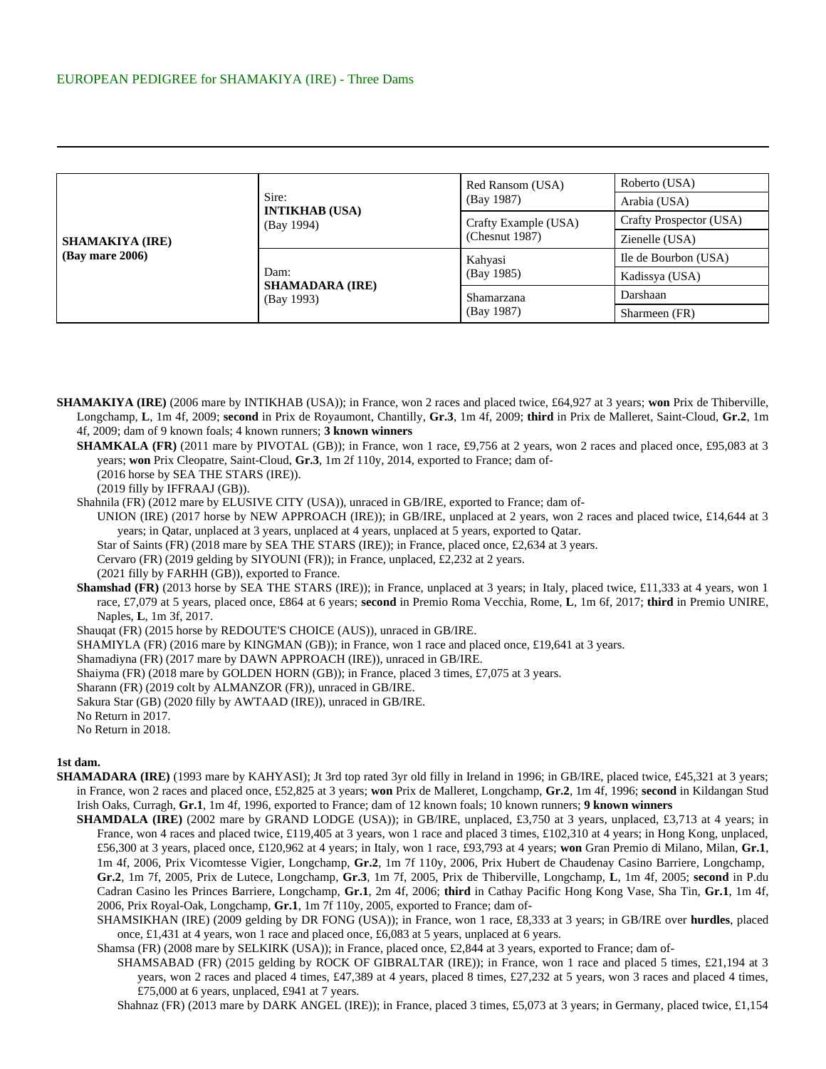EUROPEAN PEDIGREE for SHAMAKIYA (IRE) - Three Dams

| | | | |
|---|---|---|---|
| **SHAMAKIYA (IRE)** **(Bay mare 2006)** | Sire: **INTIKHAB (USA)** (Bay 1994) | Red Ransom (USA) (Bay 1987) | Roberto (USA) |
| | | | Arabia (USA) |
| | | Crafty Example (USA) (Chesnut 1987) | Crafty Prospector (USA) |
| | | | Zienelle (USA) |
| | Dam: **SHAMADARA (IRE)** (Bay 1993) | Kahyasi (Bay 1985) | Ile de Bourbon (USA) |
| | | | Kadissya (USA) |
| | | Shamarzana (Bay 1987) | Darshaan |
| | | | Sharmeen (FR) |

**SHAMAKIYA (IRE)** (2006 mare by INTIKHAB (USA)); in France, won 2 races and placed twice, £64,927 at 3 years; **won** Prix de Thiberville, Longchamp, **L**, 1m 4f, 2009; **second** in Prix de Royaumont, Chantilly, **Gr.3**, 1m 4f, 2009; **third** in Prix de Malleret, Saint-Cloud, **Gr.2**, 1m 4f, 2009; dam of 9 known foals; 4 known runners; **3 known winners**

**SHAMKALA (FR)** (2011 mare by PIVOTAL (GB)); in France, won 1 race, £9,756 at 2 years, won 2 races and placed once, £95,083 at 3 years; **won** Prix Cleopatre, Saint-Cloud, **Gr.3**, 1m 2f 110y, 2014, exported to France; dam of-

(2016 horse by SEA THE STARS (IRE)).

(2019 filly by IFFRAAJ (GB)).

Shahnila (FR) (2012 mare by ELUSIVE CITY (USA)), unraced in GB/IRE, exported to France; dam of-

UNION (IRE) (2017 horse by NEW APPROACH (IRE)); in GB/IRE, unplaced at 2 years, won 2 races and placed twice, £14,644 at 3 years; in Qatar, unplaced at 3 years, unplaced at 4 years, unplaced at 5 years, exported to Qatar.

Star of Saints (FR) (2018 mare by SEA THE STARS (IRE)); in France, placed once, £2,634 at 3 years.

Cervaro (FR) (2019 gelding by SIYOUNI (FR)); in France, unplaced, £2,232 at 2 years.

(2021 filly by FARHH (GB)), exported to France.

**Shamshad (FR)** (2013 horse by SEA THE STARS (IRE)); in France, unplaced at 3 years; in Italy, placed twice, £11,333 at 4 years, won 1 race, £7,079 at 5 years, placed once, £864 at 6 years; **second** in Premio Roma Vecchia, Rome, **L**, 1m 6f, 2017; **third** in Premio UNIRE, Naples, **L**, 1m 3f, 2017.

Shauqat (FR) (2015 horse by REDOUTE'S CHOICE (AUS)), unraced in GB/IRE.

SHAMIYLA (FR) (2016 mare by KINGMAN (GB)); in France, won 1 race and placed once, £19,641 at 3 years.

Shamadiyna (FR) (2017 mare by DAWN APPROACH (IRE)), unraced in GB/IRE.

Shaiyma (FR) (2018 mare by GOLDEN HORN (GB)); in France, placed 3 times, £7,075 at 3 years.

Sharann (FR) (2019 colt by ALMANZOR (FR)), unraced in GB/IRE.

Sakura Star (GB) (2020 filly by AWTAAD (IRE)), unraced in GB/IRE.

No Return in 2017.

No Return in 2018.

**1st dam.**

**SHAMADARA (IRE)** (1993 mare by KAHYASI); Jt 3rd top rated 3yr old filly in Ireland in 1996; in GB/IRE, placed twice, £45,321 at 3 years; in France, won 2 races and placed once, £52,825 at 3 years; **won** Prix de Malleret, Longchamp, **Gr.2**, 1m 4f, 1996; **second** in Kildangan Stud Irish Oaks, Curragh, **Gr.1**, 1m 4f, 1996, exported to France; dam of 12 known foals; 10 known runners; **9 known winners**

**SHAMDALA (IRE)** (2002 mare by GRAND LODGE (USA)); in GB/IRE, unplaced, £3,750 at 3 years, unplaced, £3,713 at 4 years; in France, won 4 races and placed twice, £119,405 at 3 years, won 1 race and placed 3 times, £102,310 at 4 years; in Hong Kong, unplaced, £56,300 at 3 years, placed once, £120,962 at 4 years; in Italy, won 1 race, £93,793 at 4 years; **won** Gran Premio di Milano, Milan, **Gr.1**, 1m 4f, 2006, Prix Vicomtesse Vigier, Longchamp, **Gr.2**, 1m 7f 110y, 2006, Prix Hubert de Chaudenay Casino Barriere, Longchamp, **Gr.2**, 1m 7f, 2005, Prix de Lutece, Longchamp, **Gr.3**, 1m 7f, 2005, Prix de Thiberville, Longchamp, **L**, 1m 4f, 2005; **second** in P.du Cadran Casino les Princes Barriere, Longchamp, **Gr.1**, 2m 4f, 2006; **third** in Cathay Pacific Hong Kong Vase, Sha Tin, **Gr.1**, 1m 4f, 2006, Prix Royal-Oak, Longchamp, **Gr.1**, 1m 7f 110y, 2005, exported to France; dam of-

SHAMSIKHAN (IRE) (2009 gelding by DR FONG (USA)); in France, won 1 race, £8,333 at 3 years; in GB/IRE over **hurdles**, placed once, £1,431 at 4 years, won 1 race and placed once, £6,083 at 5 years, unplaced at 6 years.

Shamsa (FR) (2008 mare by SELKIRK (USA)); in France, placed once, £2,844 at 3 years, exported to France; dam of-

SHAMSABAD (FR) (2015 gelding by ROCK OF GIBRALTAR (IRE)); in France, won 1 race and placed 5 times, £21,194 at 3 years, won 2 races and placed 4 times, £47,389 at 4 years, placed 8 times, £27,232 at 5 years, won 3 races and placed 4 times, £75,000 at 6 years, unplaced, £941 at 7 years.

Shahnaz (FR) (2013 mare by DARK ANGEL (IRE)); in France, placed 3 times, £5,073 at 3 years; in Germany, placed twice, £1,154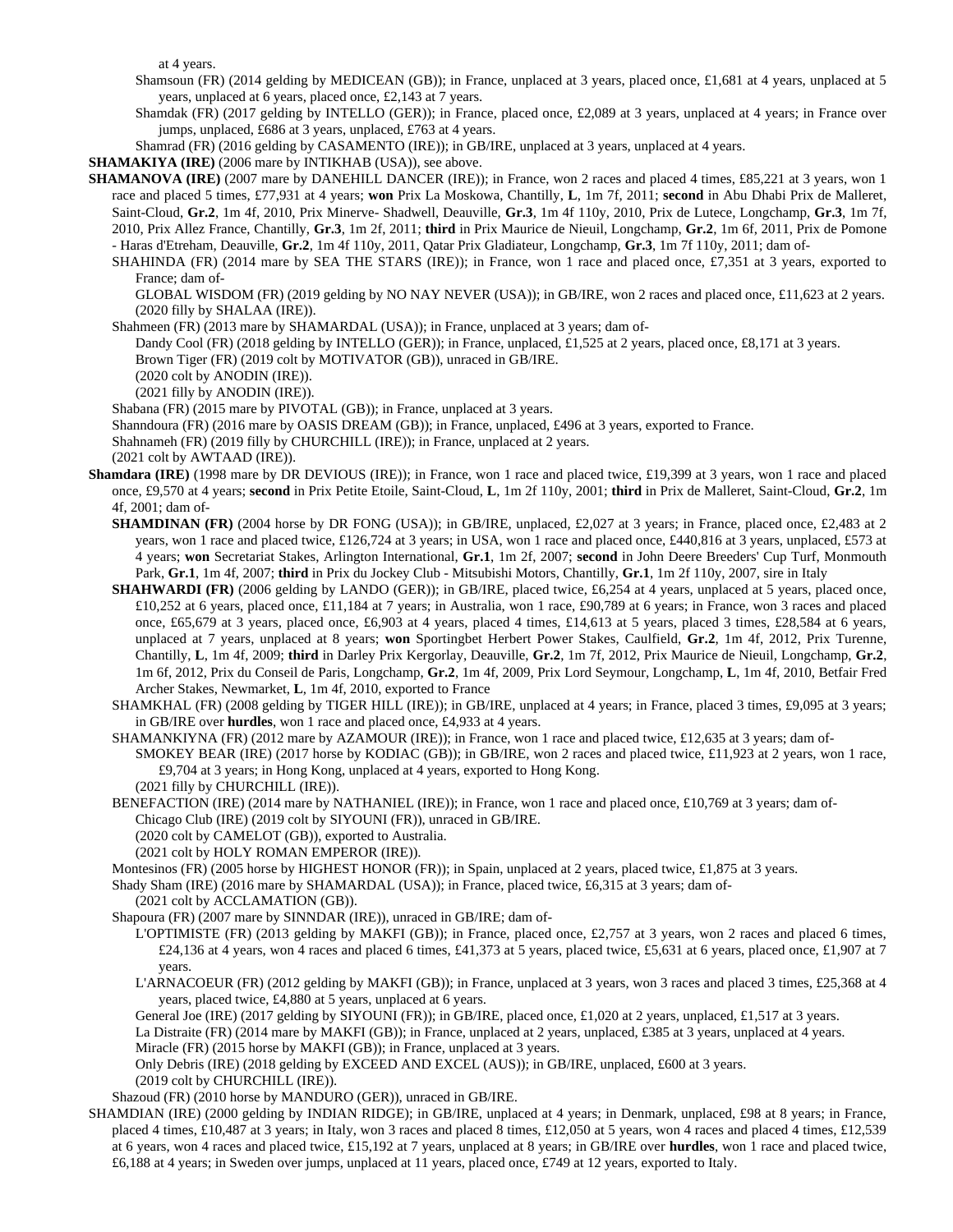at 4 years.

Shamsoun (FR) (2014 gelding by MEDICEAN (GB)); in France, unplaced at 3 years, placed once, £1,681 at 4 years, unplaced at 5 years, unplaced at 6 years, placed once, £2,143 at 7 years.

Shamdak (FR) (2017 gelding by INTELLO (GER)); in France, placed once, £2,089 at 3 years, unplaced at 4 years; in France over jumps, unplaced, £686 at 3 years, unplaced, £763 at 4 years.

Shamrad (FR) (2016 gelding by CASAMENTO (IRE)); in GB/IRE, unplaced at 3 years, unplaced at 4 years.

**SHAMAKIYA (IRE)** (2006 mare by INTIKHAB (USA)), see above.

**SHAMANOVA (IRE)** (2007 mare by DANEHILL DANCER (IRE)); in France, won 2 races and placed 4 times, £85,221 at 3 years, won 1 race and placed 5 times, £77,931 at 4 years; **won** Prix La Moskowa, Chantilly, **L**, 1m 7f, 2011; **second** in Abu Dhabi Prix de Malleret, Saint-Cloud, **Gr.2**, 1m 4f, 2010, Prix Minerve- Shadwell, Deauville, **Gr.3**, 1m 4f 110y, 2010, Prix de Lutece, Longchamp, **Gr.3**, 1m 7f, 2010, Prix Allez France, Chantilly, **Gr.3**, 1m 2f, 2011; **third** in Prix Maurice de Nieuil, Longchamp, **Gr.2**, 1m 6f, 2011, Prix de Pomone - Haras d'Etreham, Deauville, **Gr.2**, 1m 4f 110y, 2011, Qatar Prix Gladiateur, Longchamp, **Gr.3**, 1m 7f 110y, 2011; dam of-

SHAHINDA (FR) (2014 mare by SEA THE STARS (IRE)); in France, won 1 race and placed once, £7,351 at 3 years, exported to France; dam of-

GLOBAL WISDOM (FR) (2019 gelding by NO NAY NEVER (USA)); in GB/IRE, won 2 races and placed once, £11,623 at 2 years.

(2020 filly by SHALAA (IRE)).

Shahmeen (FR) (2013 mare by SHAMARDAL (USA)); in France, unplaced at 3 years; dam of-

Dandy Cool (FR) (2018 gelding by INTELLO (GER)); in France, unplaced, £1,525 at 2 years, placed once, £8,171 at 3 years.

Brown Tiger (FR) (2019 colt by MOTIVATOR (GB)), unraced in GB/IRE.

(2020 colt by ANODIN (IRE)).

(2021 filly by ANODIN (IRE)).

Shabana (FR) (2015 mare by PIVOTAL (GB)); in France, unplaced at 3 years.

Shanndoura (FR) (2016 mare by OASIS DREAM (GB)); in France, unplaced, £496 at 3 years, exported to France.

Shahnameh (FR) (2019 filly by CHURCHILL (IRE)); in France, unplaced at 2 years.

(2021 colt by AWTAAD (IRE)).

**Shamdara (IRE)** (1998 mare by DR DEVIOUS (IRE)); in France, won 1 race and placed twice, £19,399 at 3 years, won 1 race and placed once, £9,570 at 4 years; **second** in Prix Petite Etoile, Saint-Cloud, **L**, 1m 2f 110y, 2001; **third** in Prix de Malleret, Saint-Cloud, **Gr.2**, 1m 4f, 2001; dam of-

**SHAMDINAN (FR)** (2004 horse by DR FONG (USA)); in GB/IRE, unplaced, £2,027 at 3 years; in France, placed once, £2,483 at 2 years, won 1 race and placed twice, £126,724 at 3 years; in USA, won 1 race and placed once, £440,816 at 3 years, unplaced, £573 at 4 years; **won** Secretariat Stakes, Arlington International, **Gr.1**, 1m 2f, 2007; **second** in John Deere Breeders' Cup Turf, Monmouth Park, **Gr.1**, 1m 4f, 2007; **third** in Prix du Jockey Club - Mitsubishi Motors, Chantilly, **Gr.1**, 1m 2f 110y, 2007, sire in Italy

**SHAHWARDI (FR)** (2006 gelding by LANDO (GER)); in GB/IRE, placed twice, £6,254 at 4 years, unplaced at 5 years, placed once, £10,252 at 6 years, placed once, £11,184 at 7 years; in Australia, won 1 race, £90,789 at 6 years; in France, won 3 races and placed once, £65,679 at 3 years, placed once, £6,903 at 4 years, placed 4 times, £14,613 at 5 years, placed 3 times, £28,584 at 6 years, unplaced at 7 years, unplaced at 8 years; **won** Sportingbet Herbert Power Stakes, Caulfield, **Gr.2**, 1m 4f, 2012, Prix Turenne, Chantilly, **L**, 1m 4f, 2009; **third** in Darley Prix Kergorlay, Deauville, **Gr.2**, 1m 7f, 2012, Prix Maurice de Nieuil, Longchamp, **Gr.2**, 1m 6f, 2012, Prix du Conseil de Paris, Longchamp, **Gr.2**, 1m 4f, 2009, Prix Lord Seymour, Longchamp, **L**, 1m 4f, 2010, Betfair Fred Archer Stakes, Newmarket, **L**, 1m 4f, 2010, exported to France

SHAMKHAL (FR) (2008 gelding by TIGER HILL (IRE)); in GB/IRE, unplaced at 4 years; in France, placed 3 times, £9,095 at 3 years; in GB/IRE over **hurdles**, won 1 race and placed once, £4,933 at 4 years.

SHAMANKIYNA (FR) (2012 mare by AZAMOUR (IRE)); in France, won 1 race and placed twice, £12,635 at 3 years; dam of-

SMOKEY BEAR (IRE) (2017 horse by KODIAC (GB)); in GB/IRE, won 2 races and placed twice, £11,923 at 2 years, won 1 race, £9,704 at 3 years; in Hong Kong, unplaced at 4 years, exported to Hong Kong.

(2021 filly by CHURCHILL (IRE)).

BENEFACTION (IRE) (2014 mare by NATHANIEL (IRE)); in France, won 1 race and placed once, £10,769 at 3 years; dam of-

Chicago Club (IRE) (2019 colt by SIYOUNI (FR)), unraced in GB/IRE.

(2020 colt by CAMELOT (GB)), exported to Australia.

(2021 colt by HOLY ROMAN EMPEROR (IRE)).

Montesinos (FR) (2005 horse by HIGHEST HONOR (FR)); in Spain, unplaced at 2 years, placed twice, £1,875 at 3 years.

Shady Sham (IRE) (2016 mare by SHAMARDAL (USA)); in France, placed twice, £6,315 at 3 years; dam of-

(2021 colt by ACCLAMATION (GB)).

Shapoura (FR) (2007 mare by SINNDAR (IRE)), unraced in GB/IRE; dam of-

L'OPTIMISTE (FR) (2013 gelding by MAKFI (GB)); in France, placed once, £2,757 at 3 years, won 2 races and placed 6 times, £24,136 at 4 years, won 4 races and placed 6 times, £41,373 at 5 years, placed twice, £5,631 at 6 years, placed once, £1,907 at 7 years.

L'ARNACOEUR (FR) (2012 gelding by MAKFI (GB)); in France, unplaced at 3 years, won 3 races and placed 3 times, £25,368 at 4 years, placed twice, £4,880 at 5 years, unplaced at 6 years.

General Joe (IRE) (2017 gelding by SIYOUNI (FR)); in GB/IRE, placed once, £1,020 at 2 years, unplaced, £1,517 at 3 years.

La Distraite (FR) (2014 mare by MAKFI (GB)); in France, unplaced at 2 years, unplaced, £385 at 3 years, unplaced at 4 years.

Miracle (FR) (2015 horse by MAKFI (GB)); in France, unplaced at 3 years.

Only Debris (IRE) (2018 gelding by EXCEED AND EXCEL (AUS)); in GB/IRE, unplaced, £600 at 3 years.

(2019 colt by CHURCHILL (IRE)).

Shazoud (FR) (2010 horse by MANDURO (GER)), unraced in GB/IRE.

SHAMDIAN (IRE) (2000 gelding by INDIAN RIDGE); in GB/IRE, unplaced at 4 years; in Denmark, unplaced, £98 at 8 years; in France, placed 4 times, £10,487 at 3 years; in Italy, won 3 races and placed 8 times, £12,050 at 5 years, won 4 races and placed 4 times, £12,539 at 6 years, won 4 races and placed twice, £15,192 at 7 years, unplaced at 8 years; in GB/IRE over **hurdles**, won 1 race and placed twice, £6,188 at 4 years; in Sweden over jumps, unplaced at 11 years, placed once, £749 at 12 years, exported to Italy.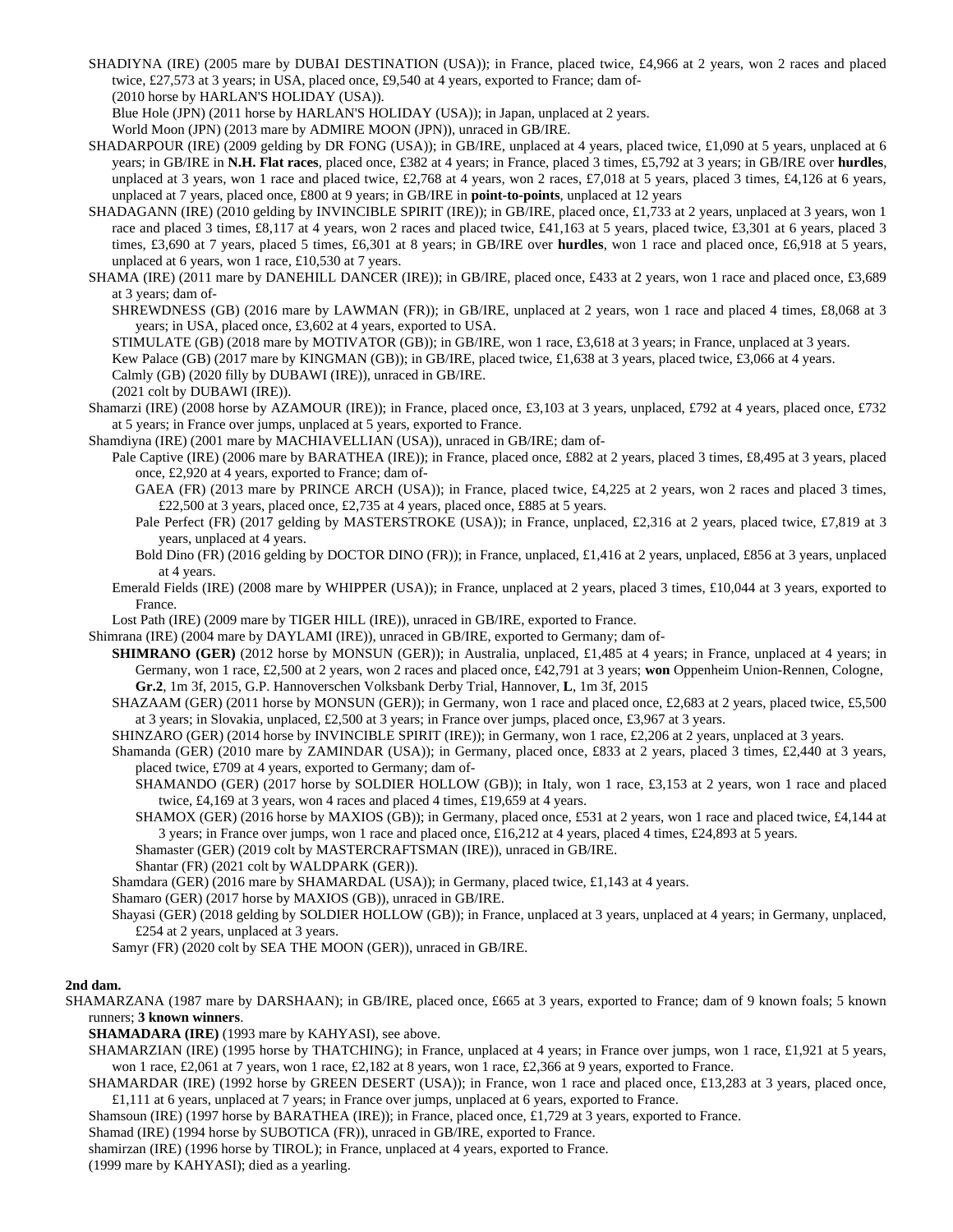SHADIYNA (IRE) (2005 mare by DUBAI DESTINATION (USA)); in France, placed twice, £4,966 at 2 years, won 2 races and placed twice, £27,573 at 3 years; in USA, placed once, £9,540 at 4 years, exported to France; dam of-

(2010 horse by HARLAN'S HOLIDAY (USA)).

Blue Hole (JPN) (2011 horse by HARLAN'S HOLIDAY (USA)); in Japan, unplaced at 2 years.

World Moon (JPN) (2013 mare by ADMIRE MOON (JPN)), unraced in GB/IRE.

SHADARPOUR (IRE) (2009 gelding by DR FONG (USA)); in GB/IRE, unplaced at 4 years, placed twice, £1,090 at 5 years, unplaced at 6 years; in GB/IRE in **N.H. Flat races**, placed once, £382 at 4 years; in France, placed 3 times, £5,792 at 3 years; in GB/IRE over **hurdles**, unplaced at 3 years, won 1 race and placed twice, £2,768 at 4 years, won 2 races, £7,018 at 5 years, placed 3 times, £4,126 at 6 years, unplaced at 7 years, placed once, £800 at 9 years; in GB/IRE in **point-to-points**, unplaced at 12 years

SHADAGANN (IRE) (2010 gelding by INVINCIBLE SPIRIT (IRE)); in GB/IRE, placed once, £1,733 at 2 years, unplaced at 3 years, won 1 race and placed 3 times, £8,117 at 4 years, won 2 races and placed twice, £41,163 at 5 years, placed twice, £3,301 at 6 years, placed 3 times, £3,690 at 7 years, placed 5 times, £6,301 at 8 years; in GB/IRE over **hurdles**, won 1 race and placed once, £6,918 at 5 years, unplaced at 6 years, won 1 race, £10,530 at 7 years.

SHAMA (IRE) (2011 mare by DANEHILL DANCER (IRE)); in GB/IRE, placed once, £433 at 2 years, won 1 race and placed once, £3,689 at 3 years; dam of-

SHREWDNESS (GB) (2016 mare by LAWMAN (FR)); in GB/IRE, unplaced at 2 years, won 1 race and placed 4 times, £8,068 at 3 years; in USA, placed once, £3,602 at 4 years, exported to USA.

STIMULATE (GB) (2018 mare by MOTIVATOR (GB)); in GB/IRE, won 1 race, £3,618 at 3 years; in France, unplaced at 3 years.

Kew Palace (GB) (2017 mare by KINGMAN (GB)); in GB/IRE, placed twice, £1,638 at 3 years, placed twice, £3,066 at 4 years.

Calmly (GB) (2020 filly by DUBAWI (IRE)), unraced in GB/IRE.

(2021 colt by DUBAWI (IRE)).

Shamarzi (IRE) (2008 horse by AZAMOUR (IRE)); in France, placed once, £3,103 at 3 years, unplaced, £792 at 4 years, placed once, £732 at 5 years; in France over jumps, unplaced at 5 years, exported to France.

Shamdiyna (IRE) (2001 mare by MACHIAVELLIAN (USA)), unraced in GB/IRE; dam of-

Pale Captive (IRE) (2006 mare by BARATHEA (IRE)); in France, placed once, £882 at 2 years, placed 3 times, £8,495 at 3 years, placed once, £2,920 at 4 years, exported to France; dam of-

GAEA (FR) (2013 mare by PRINCE ARCH (USA)); in France, placed twice, £4,225 at 2 years, won 2 races and placed 3 times, £22,500 at 3 years, placed once, £2,735 at 4 years, placed once, £885 at 5 years.

Pale Perfect (FR) (2017 gelding by MASTERSTROKE (USA)); in France, unplaced, £2,316 at 2 years, placed twice, £7,819 at 3 years, unplaced at 4 years.

Bold Dino (FR) (2016 gelding by DOCTOR DINO (FR)); in France, unplaced, £1,416 at 2 years, unplaced, £856 at 3 years, unplaced at 4 years.

Emerald Fields (IRE) (2008 mare by WHIPPER (USA)); in France, unplaced at 2 years, placed 3 times, £10,044 at 3 years, exported to France.

Lost Path (IRE) (2009 mare by TIGER HILL (IRE)), unraced in GB/IRE, exported to France.

Shimrana (IRE) (2004 mare by DAYLAMI (IRE)), unraced in GB/IRE, exported to Germany; dam of-

**SHIMRANO (GER)** (2012 horse by MONSUN (GER)); in Australia, unplaced, £1,485 at 4 years; in France, unplaced at 4 years; in Germany, won 1 race, £2,500 at 2 years, won 2 races and placed once, £42,791 at 3 years; **won** Oppenheim Union-Rennen, Cologne, **Gr.2**, 1m 3f, 2015, G.P. Hannoverschen Volksbank Derby Trial, Hannover, **L**, 1m 3f, 2015

SHAZAAM (GER) (2011 horse by MONSUN (GER)); in Germany, won 1 race and placed once, £2,683 at 2 years, placed twice, £5,500 at 3 years; in Slovakia, unplaced, £2,500 at 3 years; in France over jumps, placed once, £3,967 at 3 years.

SHINZARO (GER) (2014 horse by INVINCIBLE SPIRIT (IRE)); in Germany, won 1 race, £2,206 at 2 years, unplaced at 3 years.

Shamanda (GER) (2010 mare by ZAMINDAR (USA)); in Germany, placed once, £833 at 2 years, placed 3 times, £2,440 at 3 years, placed twice, £709 at 4 years, exported to Germany; dam of-

SHAMANDO (GER) (2017 horse by SOLDIER HOLLOW (GB)); in Italy, won 1 race, £3,153 at 2 years, won 1 race and placed twice, £4,169 at 3 years, won 4 races and placed 4 times, £19,659 at 4 years.

SHAMOX (GER) (2016 horse by MAXIOS (GB)); in Germany, placed once, £531 at 2 years, won 1 race and placed twice, £4,144 at 3 years; in France over jumps, won 1 race and placed once, £16,212 at 4 years, placed 4 times, £24,893 at 5 years.

Shamaster (GER) (2019 colt by MASTERCRAFTSMAN (IRE)), unraced in GB/IRE.

Shantar (FR) (2021 colt by WALDPARK (GER)).

Shamdara (GER) (2016 mare by SHAMARDAL (USA)); in Germany, placed twice, £1,143 at 4 years.

Shamaro (GER) (2017 horse by MAXIOS (GB)), unraced in GB/IRE.

Shayasi (GER) (2018 gelding by SOLDIER HOLLOW (GB)); in France, unplaced at 3 years, unplaced at 4 years; in Germany, unplaced, £254 at 2 years, unplaced at 3 years.

Samyr (FR) (2020 colt by SEA THE MOON (GER)), unraced in GB/IRE.

**2nd dam.**

SHAMARZANA (1987 mare by DARSHAAN); in GB/IRE, placed once, £665 at 3 years, exported to France; dam of 9 known foals; 5 known runners; **3 known winners**.

**SHAMADARA (IRE)** (1993 mare by KAHYASI), see above.

SHAMARZIAN (IRE) (1995 horse by THATCHING); in France, unplaced at 4 years; in France over jumps, won 1 race, £1,921 at 5 years, won 1 race, £2,061 at 7 years, won 1 race, £2,182 at 8 years, won 1 race, £2,366 at 9 years, exported to France.

SHAMARDAR (IRE) (1992 horse by GREEN DESERT (USA)); in France, won 1 race and placed once, £13,283 at 3 years, placed once, £1,111 at 6 years, unplaced at 7 years; in France over jumps, unplaced at 6 years, exported to France.

Shamsoun (IRE) (1997 horse by BARATHEA (IRE)); in France, placed once, £1,729 at 3 years, exported to France.

Shamad (IRE) (1994 horse by SUBOTICA (FR)), unraced in GB/IRE, exported to France.

shamirzan (IRE) (1996 horse by TIROL); in France, unplaced at 4 years, exported to France.

(1999 mare by KAHYASI); died as a yearling.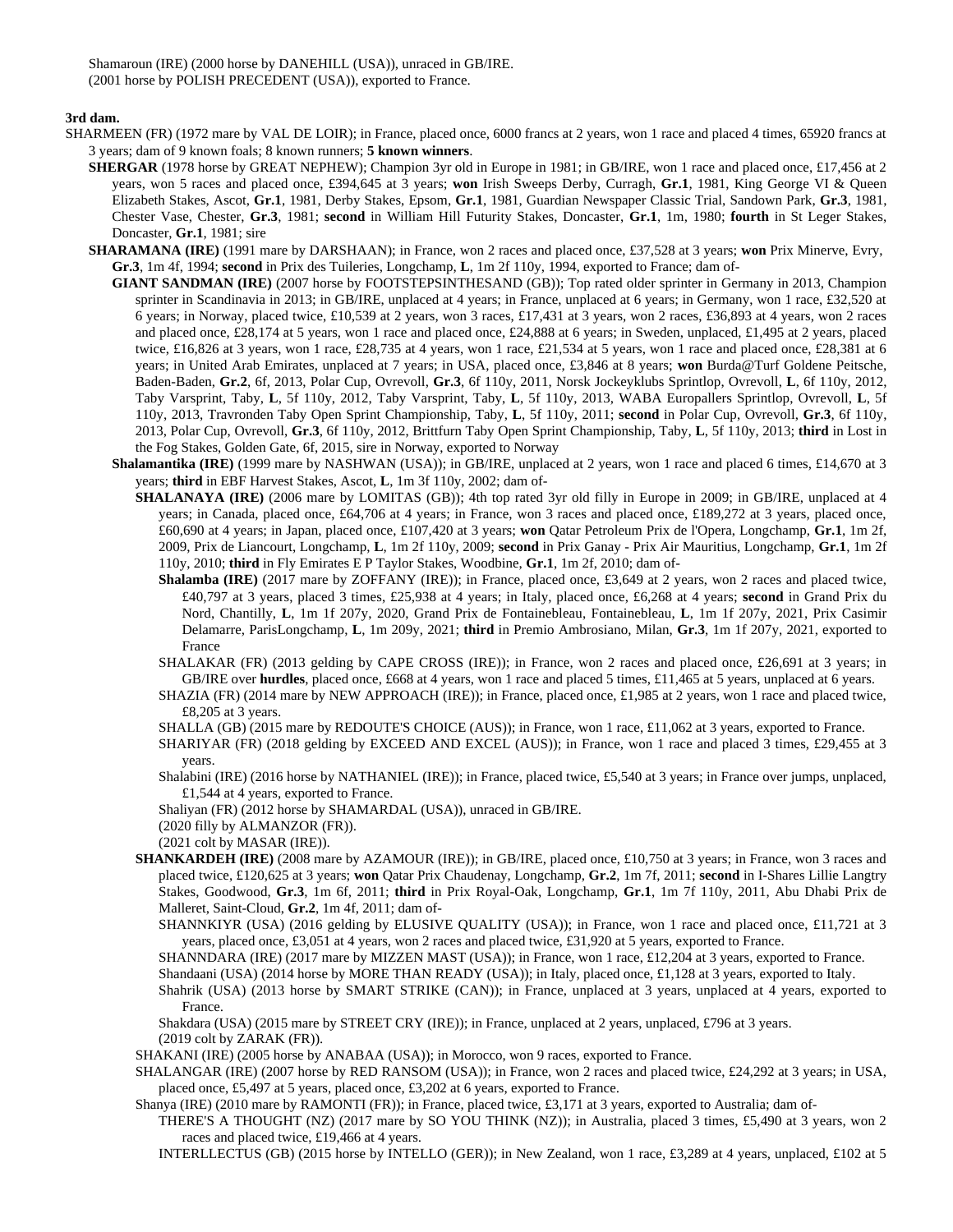Shamaroun (IRE) (2000 horse by DANEHILL (USA)), unraced in GB/IRE.
(2001 horse by POLISH PRECEDENT (USA)), exported to France.

**3rd dam.**

SHARMEEN (FR) (1972 mare by VAL DE LOIR); in France, placed once, 6000 francs at 2 years, won 1 race and placed 4 times, 65920 francs at 3 years; dam of 9 known foals; 8 known runners; **5 known winners**.

**SHERGAR** (1978 horse by GREAT NEPHEW); Champion 3yr old in Europe in 1981; in GB/IRE, won 1 race and placed once, £17,456 at 2 years, won 5 races and placed once, £394,645 at 3 years; **won** Irish Sweeps Derby, Curragh, **Gr.1**, 1981, King George VI & Queen Elizabeth Stakes, Ascot, **Gr.1**, 1981, Derby Stakes, Epsom, **Gr.1**, 1981, Guardian Newspaper Classic Trial, Sandown Park, **Gr.3**, 1981, Chester Vase, Chester, **Gr.3**, 1981; **second** in William Hill Futurity Stakes, Doncaster, **Gr.1**, 1m, 1980; **fourth** in St Leger Stakes, Doncaster, **Gr.1**, 1981; sire

**SHARAMANA (IRE)** (1991 mare by DARSHAAN); in France, won 2 races and placed once, £37,528 at 3 years; **won** Prix Minerve, Evry, **Gr.3**, 1m 4f, 1994; **second** in Prix des Tuileries, Longchamp, **L**, 1m 2f 110y, 1994, exported to France; dam of-

**GIANT SANDMAN (IRE)** (2007 horse by FOOTSTEPSINTHESAND (GB)); Top rated older sprinter in Germany in 2013, Champion sprinter in Scandinavia in 2013; in GB/IRE, unplaced at 4 years; in France, unplaced at 6 years; in Germany, won 1 race, £32,520 at 6 years; in Norway, placed twice, £10,539 at 2 years, won 3 races, £17,431 at 3 years, won 2 races, £36,893 at 4 years, won 2 races and placed once, £28,174 at 5 years, won 1 race and placed once, £24,888 at 6 years; in Sweden, unplaced, £1,495 at 2 years, placed twice, £16,826 at 3 years, won 1 race, £28,735 at 4 years, won 1 race, £21,534 at 5 years, won 1 race and placed once, £28,381 at 6 years; in United Arab Emirates, unplaced at 7 years; in USA, placed once, £3,846 at 8 years; **won** Burda@Turf Goldene Peitsche, Baden-Baden, **Gr.2**, 6f, 2013, Polar Cup, Ovrevoll, **Gr.3**, 6f 110y, 2011, Norsk Jockeyklubs Sprintlop, Ovrevoll, **L**, 6f 110y, 2012, Taby Varsprint, Taby, **L**, 5f 110y, 2012, Taby Varsprint, Taby, **L**, 5f 110y, 2013, WABA Europallers Sprintlop, Ovrevoll, **L**, 5f 110y, 2013, Travronden Taby Open Sprint Championship, Taby, **L**, 5f 110y, 2011; **second** in Polar Cup, Ovrevoll, **Gr.3**, 6f 110y, 2013, Polar Cup, Ovrevoll, **Gr.3**, 6f 110y, 2012, Brittfurn Taby Open Sprint Championship, Taby, **L**, 5f 110y, 2013; **third** in Lost in the Fog Stakes, Golden Gate, 6f, 2015, sire in Norway, exported to Norway

**Shalamantika (IRE)** (1999 mare by NASHWAN (USA)); in GB/IRE, unplaced at 2 years, won 1 race and placed 6 times, £14,670 at 3 years; **third** in EBF Harvest Stakes, Ascot, **L**, 1m 3f 110y, 2002; dam of-

**SHALANAYA (IRE)** (2006 mare by LOMITAS (GB)); 4th top rated 3yr old filly in Europe in 2009; in GB/IRE, unplaced at 4 years; in Canada, placed once, £64,706 at 4 years; in France, won 3 races and placed once, £189,272 at 3 years, placed once, £60,690 at 4 years; in Japan, placed once, £107,420 at 3 years; **won** Qatar Petroleum Prix de l'Opera, Longchamp, **Gr.1**, 1m 2f, 2009, Prix de Liancourt, Longchamp, **L**, 1m 2f 110y, 2009; **second** in Prix Ganay - Prix Air Mauritius, Longchamp, **Gr.1**, 1m 2f 110y, 2010; **third** in Fly Emirates E P Taylor Stakes, Woodbine, **Gr.1**, 1m 2f, 2010; dam of-

**Shalamba (IRE)** (2017 mare by ZOFFANY (IRE)); in France, placed once, £3,649 at 2 years, won 2 races and placed twice, £40,797 at 3 years, placed 3 times, £25,938 at 4 years; in Italy, placed once, £6,268 at 4 years; **second** in Grand Prix du Nord, Chantilly, **L**, 1m 1f 207y, 2020, Grand Prix de Fontainebleau, Fontainebleau, **L**, 1m 1f 207y, 2021, Prix Casimir Delamarre, ParisLongchamp, **L**, 1m 209y, 2021; **third** in Premio Ambrosiano, Milan, **Gr.3**, 1m 1f 207y, 2021, exported to France

SHALAKAR (FR) (2013 gelding by CAPE CROSS (IRE)); in France, won 2 races and placed once, £26,691 at 3 years; in GB/IRE over **hurdles**, placed once, £668 at 4 years, won 1 race and placed 5 times, £11,465 at 5 years, unplaced at 6 years.

SHAZIA (FR) (2014 mare by NEW APPROACH (IRE)); in France, placed once, £1,985 at 2 years, won 1 race and placed twice, £8,205 at 3 years.

SHALLA (GB) (2015 mare by REDOUTE'S CHOICE (AUS)); in France, won 1 race, £11,062 at 3 years, exported to France.

SHARIYAR (FR) (2018 gelding by EXCEED AND EXCEL (AUS)); in France, won 1 race and placed 3 times, £29,455 at 3 years.

Shalabini (IRE) (2016 horse by NATHANIEL (IRE)); in France, placed twice, £5,540 at 3 years; in France over jumps, unplaced, £1,544 at 4 years, exported to France.

Shaliyan (FR) (2012 horse by SHAMARDAL (USA)), unraced in GB/IRE.

(2020 filly by ALMANZOR (FR)).

(2021 colt by MASAR (IRE)).

**SHANKARDEH (IRE)** (2008 mare by AZAMOUR (IRE)); in GB/IRE, placed once, £10,750 at 3 years; in France, won 3 races and placed twice, £120,625 at 3 years; **won** Qatar Prix Chaudenay, Longchamp, **Gr.2**, 1m 7f, 2011; **second** in I-Shares Lillie Langtry Stakes, Goodwood, **Gr.3**, 1m 6f, 2011; **third** in Prix Royal-Oak, Longchamp, **Gr.1**, 1m 7f 110y, 2011, Abu Dhabi Prix de Malleret, Saint-Cloud, **Gr.2**, 1m 4f, 2011; dam of-

SHANNKIYR (USA) (2016 gelding by ELUSIVE QUALITY (USA)); in France, won 1 race and placed once, £11,721 at 3 years, placed once, £3,051 at 4 years, won 2 races and placed twice, £31,920 at 5 years, exported to France.

SHANNDARA (IRE) (2017 mare by MIZZEN MAST (USA)); in France, won 1 race, £12,204 at 3 years, exported to France.

Shandaani (USA) (2014 horse by MORE THAN READY (USA)); in Italy, placed once, £1,128 at 3 years, exported to Italy.

Shahrik (USA) (2013 horse by SMART STRIKE (CAN)); in France, unplaced at 3 years, unplaced at 4 years, exported to France.

Shakdara (USA) (2015 mare by STREET CRY (IRE)); in France, unplaced at 2 years, unplaced, £796 at 3 years.

(2019 colt by ZARAK (FR)).

SHAKANI (IRE) (2005 horse by ANABAA (USA)); in Morocco, won 9 races, exported to France.

SHALANGAR (IRE) (2007 horse by RED RANSOM (USA)); in France, won 2 races and placed twice, £24,292 at 3 years; in USA, placed once, £5,497 at 5 years, placed once, £3,202 at 6 years, exported to France.

Shanya (IRE) (2010 mare by RAMONTI (FR)); in France, placed twice, £3,171 at 3 years, exported to Australia; dam of-

THERE'S A THOUGHT (NZ) (2017 mare by SO YOU THINK (NZ)); in Australia, placed 3 times, £5,490 at 3 years, won 2 races and placed twice, £19,466 at 4 years.

INTERLLECTUS (GB) (2015 horse by INTELLO (GER)); in New Zealand, won 1 race, £3,289 at 4 years, unplaced, £102 at 5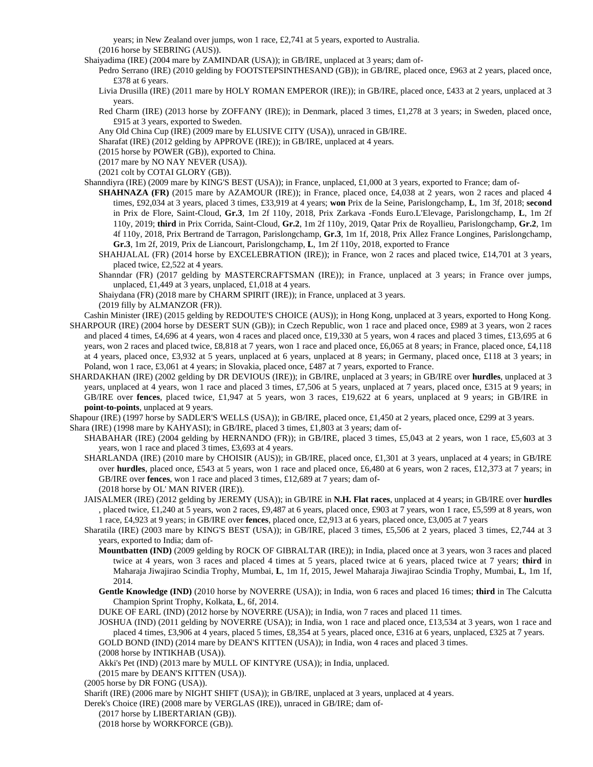years; in New Zealand over jumps, won 1 race, £2,741 at 5 years, exported to Australia.
(2016 horse by SEBRING (AUS)).

Shaiyadima (IRE) (2004 mare by ZAMINDAR (USA)); in GB/IRE, unplaced at 3 years; dam of-

Pedro Serrano (IRE) (2010 gelding by FOOTSTEPSINTHESAND (GB)); in GB/IRE, placed once, £963 at 2 years, placed once, £378 at 6 years.

Livia Drusilla (IRE) (2011 mare by HOLY ROMAN EMPEROR (IRE)); in GB/IRE, placed once, £433 at 2 years, unplaced at 3 years.

Red Charm (IRE) (2013 horse by ZOFFANY (IRE)); in Denmark, placed 3 times, £1,278 at 3 years; in Sweden, placed once, £915 at 3 years, exported to Sweden.

Any Old China Cup (IRE) (2009 mare by ELUSIVE CITY (USA)), unraced in GB/IRE.

Sharafat (IRE) (2012 gelding by APPROVE (IRE)); in GB/IRE, unplaced at 4 years.

(2015 horse by POWER (GB)), exported to China.

(2017 mare by NO NAY NEVER (USA)).

(2021 colt by COTAI GLORY (GB)).

Shanndiyra (IRE) (2009 mare by KING'S BEST (USA)); in France, unplaced, £1,000 at 3 years, exported to France; dam of-

**SHAHNAZA (FR)** (2015 mare by AZAMOUR (IRE)); in France, placed once, £4,038 at 2 years, won 2 races and placed 4 times, £92,034 at 3 years, placed 3 times, £33,919 at 4 years; **won** Prix de la Seine, Parislongchamp, **L**, 1m 3f, 2018; **second** in Prix de Flore, Saint-Cloud, **Gr.3**, 1m 2f 110y, 2018, Prix Zarkava -Fonds Euro.L'Elevage, Parislongchamp, **L**, 1m 2f 110y, 2019; **third** in Prix Corrida, Saint-Cloud, **Gr.2**, 1m 2f 110y, 2019, Qatar Prix de Royallieu, Parislongchamp, **Gr.2**, 1m 4f 110y, 2018, Prix Bertrand de Tarragon, Parislongchamp, **Gr.3**, 1m 1f, 2018, Prix Allez France Longines, Parislongchamp, **Gr.3**, 1m 2f, 2019, Prix de Liancourt, Parislongchamp, **L**, 1m 2f 110y, 2018, exported to France

SHAHJALAL (FR) (2014 horse by EXCELEBRATION (IRE)); in France, won 2 races and placed twice, £14,701 at 3 years, placed twice, £2,522 at 4 years.

Shanndar (FR) (2017 gelding by MASTERCRAFTSMAN (IRE)); in France, unplaced at 3 years; in France over jumps, unplaced, £1,449 at 3 years, unplaced, £1,018 at 4 years.

Shaiydana (FR) (2018 mare by CHARM SPIRIT (IRE)); in France, unplaced at 3 years.

(2019 filly by ALMANZOR (FR)).

Cashin Minister (IRE) (2015 gelding by REDOUTE'S CHOICE (AUS)); in Hong Kong, unplaced at 3 years, exported to Hong Kong.

SHARPOUR (IRE) (2004 horse by DESERT SUN (GB)); in Czech Republic, won 1 race and placed once, £989 at 3 years, won 2 races and placed 4 times, £4,696 at 4 years, won 4 races and placed once, £19,330 at 5 years, won 4 races and placed 3 times, £13,695 at 6 years, won 2 races and placed twice, £8,818 at 7 years, won 1 race and placed once, £6,065 at 8 years; in France, placed once, £4,118 at 4 years, placed once, £3,932 at 5 years, unplaced at 6 years, unplaced at 8 years; in Germany, placed once, £118 at 3 years; in Poland, won 1 race, £3,061 at 4 years; in Slovakia, placed once, £487 at 7 years, exported to France.

SHARDAKHAN (IRE) (2002 gelding by DR DEVIOUS (IRE)); in GB/IRE, unplaced at 3 years; in GB/IRE over **hurdles**, unplaced at 3 years, unplaced at 4 years, won 1 race and placed 3 times, £7,506 at 5 years, unplaced at 7 years, placed once, £315 at 9 years; in GB/IRE over **fences**, placed twice, £1,947 at 5 years, won 3 races, £19,622 at 6 years, unplaced at 9 years; in GB/IRE in **point-to-points**, unplaced at 9 years.

Shapour (IRE) (1997 horse by SADLER'S WELLS (USA)); in GB/IRE, placed once, £1,450 at 2 years, placed once, £299 at 3 years.

Shara (IRE) (1998 mare by KAHYASI); in GB/IRE, placed 3 times, £1,803 at 3 years; dam of-

SHABAHAR (IRE) (2004 gelding by HERNANDO (FR)); in GB/IRE, placed 3 times, £5,043 at 2 years, won 1 race, £5,603 at 3 years, won 1 race and placed 3 times, £3,693 at 4 years.

SHARLANDA (IRE) (2010 mare by CHOISIR (AUS)); in GB/IRE, placed once, £1,301 at 3 years, unplaced at 4 years; in GB/IRE over **hurdles**, placed once, £543 at 5 years, won 1 race and placed once, £6,480 at 6 years, won 2 races, £12,373 at 7 years; in GB/IRE over **fences**, won 1 race and placed 3 times, £12,689 at 7 years; dam of-

(2018 horse by OL' MAN RIVER (IRE)).

JAISALMER (IRE) (2012 gelding by JEREMY (USA)); in GB/IRE in **N.H. Flat races**, unplaced at 4 years; in GB/IRE over **hurdles** , placed twice, £1,240 at 5 years, won 2 races, £9,487 at 6 years, placed once, £903 at 7 years, won 1 race, £5,599 at 8 years, won 1 race, £4,923 at 9 years; in GB/IRE over **fences**, placed once, £2,913 at 6 years, placed once, £3,005 at 7 years

Sharatila (IRE) (2003 mare by KING'S BEST (USA)); in GB/IRE, placed 3 times, £5,506 at 2 years, placed 3 times, £2,744 at 3 years, exported to India; dam of-

**Mountbatten (IND)** (2009 gelding by ROCK OF GIBRALTAR (IRE)); in India, placed once at 3 years, won 3 races and placed twice at 4 years, won 3 races and placed 4 times at 5 years, placed twice at 6 years, placed twice at 7 years; **third** in Maharaja Jiwajirao Scindia Trophy, Mumbai, **L**, 1m 1f, 2015, Jewel Maharaja Jiwajirao Scindia Trophy, Mumbai, **L**, 1m 1f, 2014.

**Gentle Knowledge (IND)** (2010 horse by NOVERRE (USA)); in India, won 6 races and placed 16 times; **third** in The Calcutta Champion Sprint Trophy, Kolkata, **L**, 6f, 2014.

DUKE OF EARL (IND) (2012 horse by NOVERRE (USA)); in India, won 7 races and placed 11 times.

JOSHUA (IND) (2011 gelding by NOVERRE (USA)); in India, won 1 race and placed once, £13,534 at 3 years, won 1 race and placed 4 times, £3,906 at 4 years, placed 5 times, £8,354 at 5 years, placed once, £316 at 6 years, unplaced, £325 at 7 years.

GOLD BOND (IND) (2014 mare by DEAN'S KITTEN (USA)); in India, won 4 races and placed 3 times.

(2008 horse by INTIKHAB (USA)).

Akki's Pet (IND) (2013 mare by MULL OF KINTYRE (USA)); in India, unplaced.

(2015 mare by DEAN'S KITTEN (USA)).

(2005 horse by DR FONG (USA)).

Sharift (IRE) (2006 mare by NIGHT SHIFT (USA)); in GB/IRE, unplaced at 3 years, unplaced at 4 years.

Derek's Choice (IRE) (2008 mare by VERGLAS (IRE)), unraced in GB/IRE; dam of-

(2017 horse by LIBERTARIAN (GB)).

(2018 horse by WORKFORCE (GB)).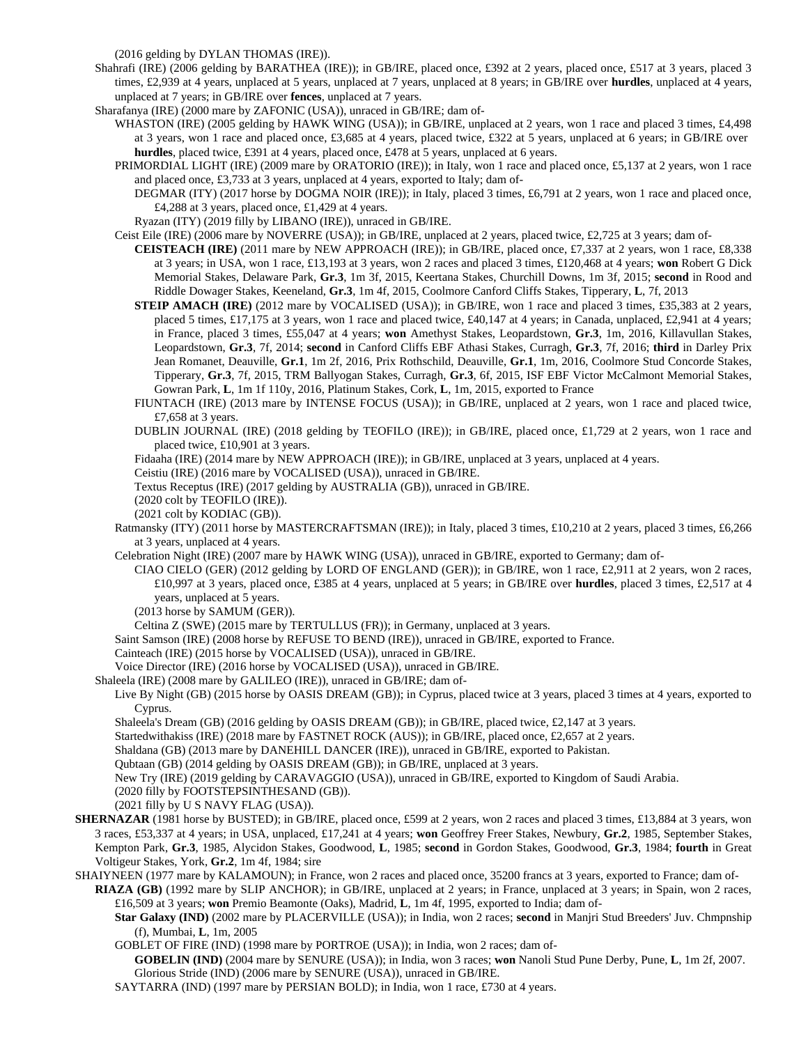(2016 gelding by DYLAN THOMAS (IRE)).

Shahrafi (IRE) (2006 gelding by BARATHEA (IRE)); in GB/IRE, placed once, £392 at 2 years, placed once, £517 at 3 years, placed 3 times, £2,939 at 4 years, unplaced at 5 years, unplaced at 7 years, unplaced at 8 years; in GB/IRE over **hurdles**, unplaced at 4 years, unplaced at 7 years; in GB/IRE over **fences**, unplaced at 7 years.

Sharafanya (IRE) (2000 mare by ZAFONIC (USA)), unraced in GB/IRE; dam of-

WHASTON (IRE) (2005 gelding by HAWK WING (USA)); in GB/IRE, unplaced at 2 years, won 1 race and placed 3 times, £4,498 at 3 years, won 1 race and placed once, £3,685 at 4 years, placed twice, £322 at 5 years, unplaced at 6 years; in GB/IRE over **hurdles**, placed twice, £391 at 4 years, placed once, £478 at 5 years, unplaced at 6 years.

PRIMORDIAL LIGHT (IRE) (2009 mare by ORATORIO (IRE)); in Italy, won 1 race and placed once, £5,137 at 2 years, won 1 race and placed once, £3,733 at 3 years, unplaced at 4 years, exported to Italy; dam of-

DEGMAR (ITY) (2017 horse by DOGMA NOIR (IRE)); in Italy, placed 3 times, £6,791 at 2 years, won 1 race and placed once, £4,288 at 3 years, placed once, £1,429 at 4 years.

Ryazan (ITY) (2019 filly by LIBANO (IRE)), unraced in GB/IRE.

Ceist Eile (IRE) (2006 mare by NOVERRE (USA)); in GB/IRE, unplaced at 2 years, placed twice, £2,725 at 3 years; dam of-

**CEISTEACH (IRE)** (2011 mare by NEW APPROACH (IRE)); in GB/IRE, placed once, £7,337 at 2 years, won 1 race, £8,338 at 3 years; in USA, won 1 race, £13,193 at 3 years, won 2 races and placed 3 times, £120,468 at 4 years; **won** Robert G Dick Memorial Stakes, Delaware Park, **Gr.3**, 1m 3f, 2015, Keertana Stakes, Churchill Downs, 1m 3f, 2015; **second** in Rood and Riddle Dowager Stakes, Keeneland, **Gr.3**, 1m 4f, 2015, Coolmore Canford Cliffs Stakes, Tipperary, **L**, 7f, 2013

**STEIP AMACH (IRE)** (2012 mare by VOCALISED (USA)); in GB/IRE, won 1 race and placed 3 times, £35,383 at 2 years, placed 5 times, £17,175 at 3 years, won 1 race and placed twice, £40,147 at 4 years; in Canada, unplaced, £2,941 at 4 years; in France, placed 3 times, £55,047 at 4 years; **won** Amethyst Stakes, Leopardstown, **Gr.3**, 1m, 2016, Killavullan Stakes, Leopardstown, **Gr.3**, 7f, 2014; **second** in Canford Cliffs EBF Athasi Stakes, Curragh, **Gr.3**, 7f, 2016; **third** in Darley Prix Jean Romanet, Deauville, **Gr.1**, 1m 2f, 2016, Prix Rothschild, Deauville, **Gr.1**, 1m, 2016, Coolmore Stud Concorde Stakes, Tipperary, **Gr.3**, 7f, 2015, TRM Ballyogan Stakes, Curragh, **Gr.3**, 6f, 2015, ISF EBF Victor McCalmont Memorial Stakes, Gowran Park, **L**, 1m 1f 110y, 2016, Platinum Stakes, Cork, **L**, 1m, 2015, exported to France

FIUNTACH (IRE) (2013 mare by INTENSE FOCUS (USA)); in GB/IRE, unplaced at 2 years, won 1 race and placed twice, £7,658 at 3 years.

DUBLIN JOURNAL (IRE) (2018 gelding by TEOFILO (IRE)); in GB/IRE, placed once, £1,729 at 2 years, won 1 race and placed twice, £10,901 at 3 years.

Fidaaha (IRE) (2014 mare by NEW APPROACH (IRE)); in GB/IRE, unplaced at 3 years, unplaced at 4 years.

Ceistiu (IRE) (2016 mare by VOCALISED (USA)), unraced in GB/IRE.

Textus Receptus (IRE) (2017 gelding by AUSTRALIA (GB)), unraced in GB/IRE.

(2020 colt by TEOFILO (IRE)).

(2021 colt by KODIAC (GB)).

Ratmansky (ITY) (2011 horse by MASTERCRAFTSMAN (IRE)); in Italy, placed 3 times, £10,210 at 2 years, placed 3 times, £6,266 at 3 years, unplaced at 4 years.

Celebration Night (IRE) (2007 mare by HAWK WING (USA)), unraced in GB/IRE, exported to Germany; dam of-

CIAO CIELO (GER) (2012 gelding by LORD OF ENGLAND (GER)); in GB/IRE, won 1 race, £2,911 at 2 years, won 2 races, £10,997 at 3 years, placed once, £385 at 4 years, unplaced at 5 years; in GB/IRE over **hurdles**, placed 3 times, £2,517 at 4 years, unplaced at 5 years.

(2013 horse by SAMUM (GER)).

Celtina Z (SWE) (2015 mare by TERTULLUS (FR)); in Germany, unplaced at 3 years.

Saint Samson (IRE) (2008 horse by REFUSE TO BEND (IRE)), unraced in GB/IRE, exported to France.

Cainteach (IRE) (2015 horse by VOCALISED (USA)), unraced in GB/IRE.

Voice Director (IRE) (2016 horse by VOCALISED (USA)), unraced in GB/IRE.

Shaleela (IRE) (2008 mare by GALILEO (IRE)), unraced in GB/IRE; dam of-

Live By Night (GB) (2015 horse by OASIS DREAM (GB)); in Cyprus, placed twice at 3 years, placed 3 times at 4 years, exported to Cyprus.

Shaleela's Dream (GB) (2016 gelding by OASIS DREAM (GB)); in GB/IRE, placed twice, £2,147 at 3 years.

Startedwithakiss (IRE) (2018 mare by FASTNET ROCK (AUS)); in GB/IRE, placed once, £2,657 at 2 years.

Shaldana (GB) (2013 mare by DANEHILL DANCER (IRE)), unraced in GB/IRE, exported to Pakistan.

Qubtaan (GB) (2014 gelding by OASIS DREAM (GB)); in GB/IRE, unplaced at 3 years.

New Try (IRE) (2019 gelding by CARAVAGGIO (USA)), unraced in GB/IRE, exported to Kingdom of Saudi Arabia.

(2020 filly by FOOTSTEPSINTHESAND (GB)).

(2021 filly by U S NAVY FLAG (USA)).

**SHERNAZAR** (1981 horse by BUSTED); in GB/IRE, placed once, £599 at 2 years, won 2 races and placed 3 times, £13,884 at 3 years, won 3 races, £53,337 at 4 years; in USA, unplaced, £17,241 at 4 years; **won** Geoffrey Freer Stakes, Newbury, **Gr.2**, 1985, September Stakes, Kempton Park, **Gr.3**, 1985, Alycidon Stakes, Goodwood, **L**, 1985; **second** in Gordon Stakes, Goodwood, **Gr.3**, 1984; **fourth** in Great Voltigeur Stakes, York, **Gr.2**, 1m 4f, 1984; sire

SHAIYNEEN (1977 mare by KALAMOUN); in France, won 2 races and placed once, 35200 francs at 3 years, exported to France; dam of-

**RIAZA (GB)** (1992 mare by SLIP ANCHOR); in GB/IRE, unplaced at 2 years; in France, unplaced at 3 years; in Spain, won 2 races, £16,509 at 3 years; **won** Premio Beamonte (Oaks), Madrid, **L**, 1m 4f, 1995, exported to India; dam of-

**Star Galaxy (IND)** (2002 mare by PLACERVILLE (USA)); in India, won 2 races; **second** in Manjri Stud Breeders' Juv. Chmpnship (f), Mumbai, **L**, 1m, 2005

GOBLET OF FIRE (IND) (1998 mare by PORTROE (USA)); in India, won 2 races; dam of-

**GOBELIN (IND)** (2004 mare by SENURE (USA)); in India, won 3 races; **won** Nanoli Stud Pune Derby, Pune, **L**, 1m 2f, 2007.

Glorious Stride (IND) (2006 mare by SENURE (USA)), unraced in GB/IRE.

SAYTARRA (IND) (1997 mare by PERSIAN BOLD); in India, won 1 race, £730 at 4 years.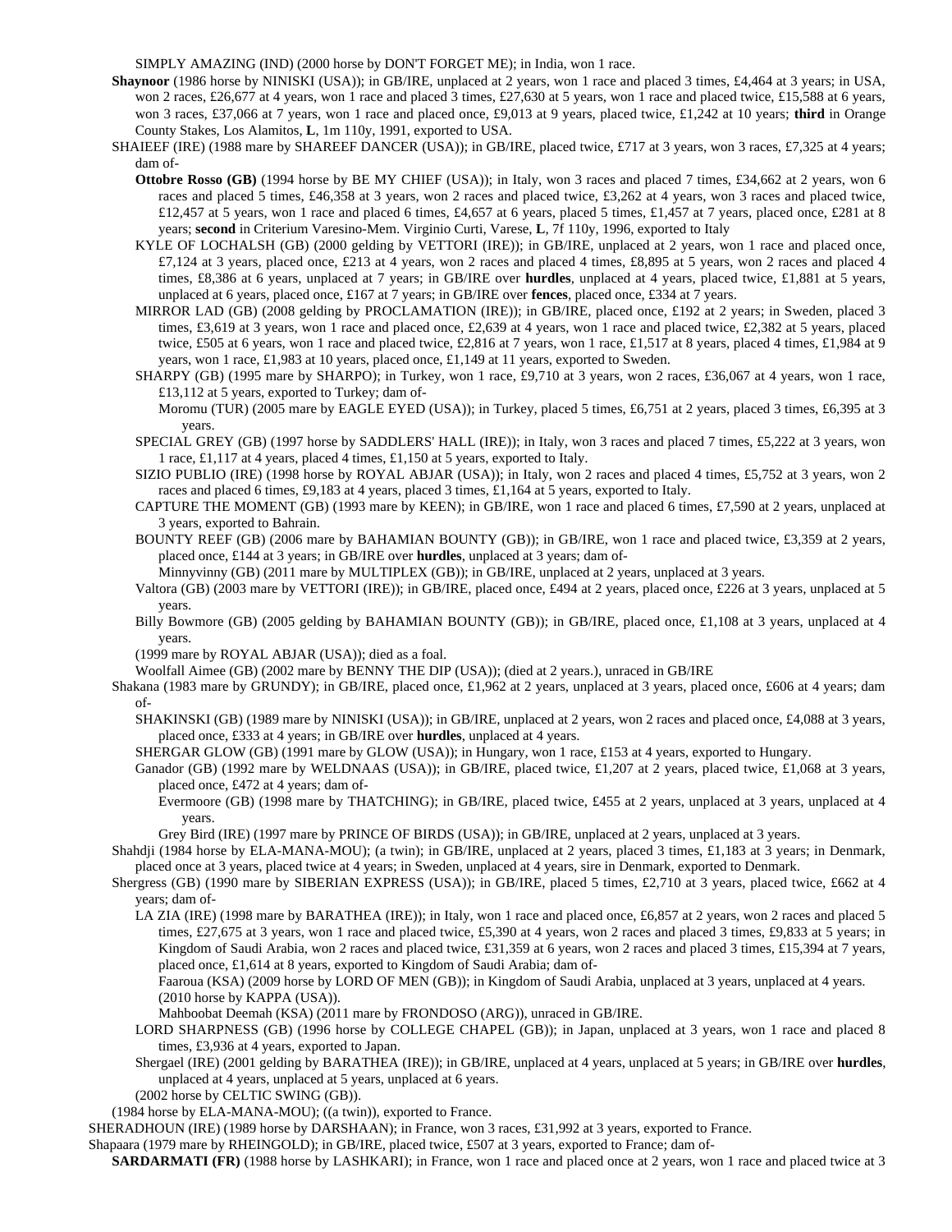SIMPLY AMAZING (IND) (2000 horse by DON'T FORGET ME); in India, won 1 race.

**Shaynoor** (1986 horse by NINISKI (USA)); in GB/IRE, unplaced at 2 years, won 1 race and placed 3 times, £4,464 at 3 years; in USA, won 2 races, £26,677 at 4 years, won 1 race and placed 3 times, £27,630 at 5 years, won 1 race and placed twice, £15,588 at 6 years, won 3 races, £37,066 at 7 years, won 1 race and placed once, £9,013 at 9 years, placed twice, £1,242 at 10 years; **third** in Orange County Stakes, Los Alamitos, **L**, 1m 110y, 1991, exported to USA.

SHAIEEF (IRE) (1988 mare by SHAREEF DANCER (USA)); in GB/IRE, placed twice, £717 at 3 years, won 3 races, £7,325 at 4 years; dam of-

**Ottobre Rosso (GB)** (1994 horse by BE MY CHIEF (USA)); in Italy, won 3 races and placed 7 times, £34,662 at 2 years, won 6 races and placed 5 times, £46,358 at 3 years, won 2 races and placed twice, £3,262 at 4 years, won 3 races and placed twice, £12,457 at 5 years, won 1 race and placed 6 times, £4,657 at 6 years, placed 5 times, £1,457 at 7 years, placed once, £281 at 8 years; **second** in Criterium Varesino-Mem. Virginio Curti, Varese, **L**, 7f 110y, 1996, exported to Italy

KYLE OF LOCHALSH (GB) (2000 gelding by VETTORI (IRE)); in GB/IRE, unplaced at 2 years, won 1 race and placed once, £7,124 at 3 years, placed once, £213 at 4 years, won 2 races and placed 4 times, £8,895 at 5 years, won 2 races and placed 4 times, £8,386 at 6 years, unplaced at 7 years; in GB/IRE over **hurdles**, unplaced at 4 years, placed twice, £1,881 at 5 years, unplaced at 6 years, placed once, £167 at 7 years; in GB/IRE over **fences**, placed once, £334 at 7 years.

MIRROR LAD (GB) (2008 gelding by PROCLAMATION (IRE)); in GB/IRE, placed once, £192 at 2 years; in Sweden, placed 3 times, £3,619 at 3 years, won 1 race and placed once, £2,639 at 4 years, won 1 race and placed twice, £2,382 at 5 years, placed twice, £505 at 6 years, won 1 race and placed twice, £2,816 at 7 years, won 1 race, £1,517 at 8 years, placed 4 times, £1,984 at 9 years, won 1 race, £1,983 at 10 years, placed once, £1,149 at 11 years, exported to Sweden.

SHARPY (GB) (1995 mare by SHARPO); in Turkey, won 1 race, £9,710 at 3 years, won 2 races, £36,067 at 4 years, won 1 race, £13,112 at 5 years, exported to Turkey; dam of-

Moromu (TUR) (2005 mare by EAGLE EYED (USA)); in Turkey, placed 5 times, £6,751 at 2 years, placed 3 times, £6,395 at 3 years.

SPECIAL GREY (GB) (1997 horse by SADDLERS' HALL (IRE)); in Italy, won 3 races and placed 7 times, £5,222 at 3 years, won 1 race, £1,117 at 4 years, placed 4 times, £1,150 at 5 years, exported to Italy.

SIZIO PUBLIO (IRE) (1998 horse by ROYAL ABJAR (USA)); in Italy, won 2 races and placed 4 times, £5,752 at 3 years, won 2 races and placed 6 times, £9,183 at 4 years, placed 3 times, £1,164 at 5 years, exported to Italy.

CAPTURE THE MOMENT (GB) (1993 mare by KEEN); in GB/IRE, won 1 race and placed 6 times, £7,590 at 2 years, unplaced at 3 years, exported to Bahrain.

BOUNTY REEF (GB) (2006 mare by BAHAMIAN BOUNTY (GB)); in GB/IRE, won 1 race and placed twice, £3,359 at 2 years, placed once, £144 at 3 years; in GB/IRE over **hurdles**, unplaced at 3 years; dam of-

Minnyvinny (GB) (2011 mare by MULTIPLEX (GB)); in GB/IRE, unplaced at 2 years, unplaced at 3 years.

Valtora (GB) (2003 mare by VETTORI (IRE)); in GB/IRE, placed once, £494 at 2 years, placed once, £226 at 3 years, unplaced at 5 years.

Billy Bowmore (GB) (2005 gelding by BAHAMIAN BOUNTY (GB)); in GB/IRE, placed once, £1,108 at 3 years, unplaced at 4 years.

(1999 mare by ROYAL ABJAR (USA)); died as a foal.

Woolfall Aimee (GB) (2002 mare by BENNY THE DIP (USA)); (died at 2 years.), unraced in GB/IRE

Shakana (1983 mare by GRUNDY); in GB/IRE, placed once, £1,962 at 2 years, unplaced at 3 years, placed once, £606 at 4 years; dam of-

SHAKINSKI (GB) (1989 mare by NINISKI (USA)); in GB/IRE, unplaced at 2 years, won 2 races and placed once, £4,088 at 3 years, placed once, £333 at 4 years; in GB/IRE over **hurdles**, unplaced at 4 years.

SHERGAR GLOW (GB) (1991 mare by GLOW (USA)); in Hungary, won 1 race, £153 at 4 years, exported to Hungary.

Ganador (GB) (1992 mare by WELDNAAS (USA)); in GB/IRE, placed twice, £1,207 at 2 years, placed twice, £1,068 at 3 years, placed once, £472 at 4 years; dam of-

Evermoore (GB) (1998 mare by THATCHING); in GB/IRE, placed twice, £455 at 2 years, unplaced at 3 years, unplaced at 4 years.

Grey Bird (IRE) (1997 mare by PRINCE OF BIRDS (USA)); in GB/IRE, unplaced at 2 years, unplaced at 3 years.

Shahdji (1984 horse by ELA-MANA-MOU); (a twin); in GB/IRE, unplaced at 2 years, placed 3 times, £1,183 at 3 years; in Denmark, placed once at 3 years, placed twice at 4 years; in Sweden, unplaced at 4 years, sire in Denmark, exported to Denmark.

Shergress (GB) (1990 mare by SIBERIAN EXPRESS (USA)); in GB/IRE, placed 5 times, £2,710 at 3 years, placed twice, £662 at 4 years; dam of-

LA ZIA (IRE) (1998 mare by BARATHEA (IRE)); in Italy, won 1 race and placed once, £6,857 at 2 years, won 2 races and placed 5 times, £27,675 at 3 years, won 1 race and placed twice, £5,390 at 4 years, won 2 races and placed 3 times, £9,833 at 5 years; in Kingdom of Saudi Arabia, won 2 races and placed twice, £31,359 at 6 years, won 2 races and placed 3 times, £15,394 at 7 years, placed once, £1,614 at 8 years, exported to Kingdom of Saudi Arabia; dam of-

Faaroua (KSA) (2009 horse by LORD OF MEN (GB)); in Kingdom of Saudi Arabia, unplaced at 3 years, unplaced at 4 years.

(2010 horse by KAPPA (USA)).

Mahboobat Deemah (KSA) (2011 mare by FRONDOSO (ARG)), unraced in GB/IRE.

LORD SHARPNESS (GB) (1996 horse by COLLEGE CHAPEL (GB)); in Japan, unplaced at 3 years, won 1 race and placed 8 times, £3,936 at 4 years, exported to Japan.

Shergael (IRE) (2001 gelding by BARATHEA (IRE)); in GB/IRE, unplaced at 4 years, unplaced at 5 years; in GB/IRE over **hurdles**, unplaced at 4 years, unplaced at 5 years, unplaced at 6 years.

(2002 horse by CELTIC SWING (GB)).

(1984 horse by ELA-MANA-MOU); ((a twin)), exported to France.

SHERADHOUN (IRE) (1989 horse by DARSHAAN); in France, won 3 races, £31,992 at 3 years, exported to France.

Shapaara (1979 mare by RHEINGOLD); in GB/IRE, placed twice, £507 at 3 years, exported to France; dam of-

**SARDARMATI (FR)** (1988 horse by LASHKARI); in France, won 1 race and placed once at 2 years, won 1 race and placed twice at 3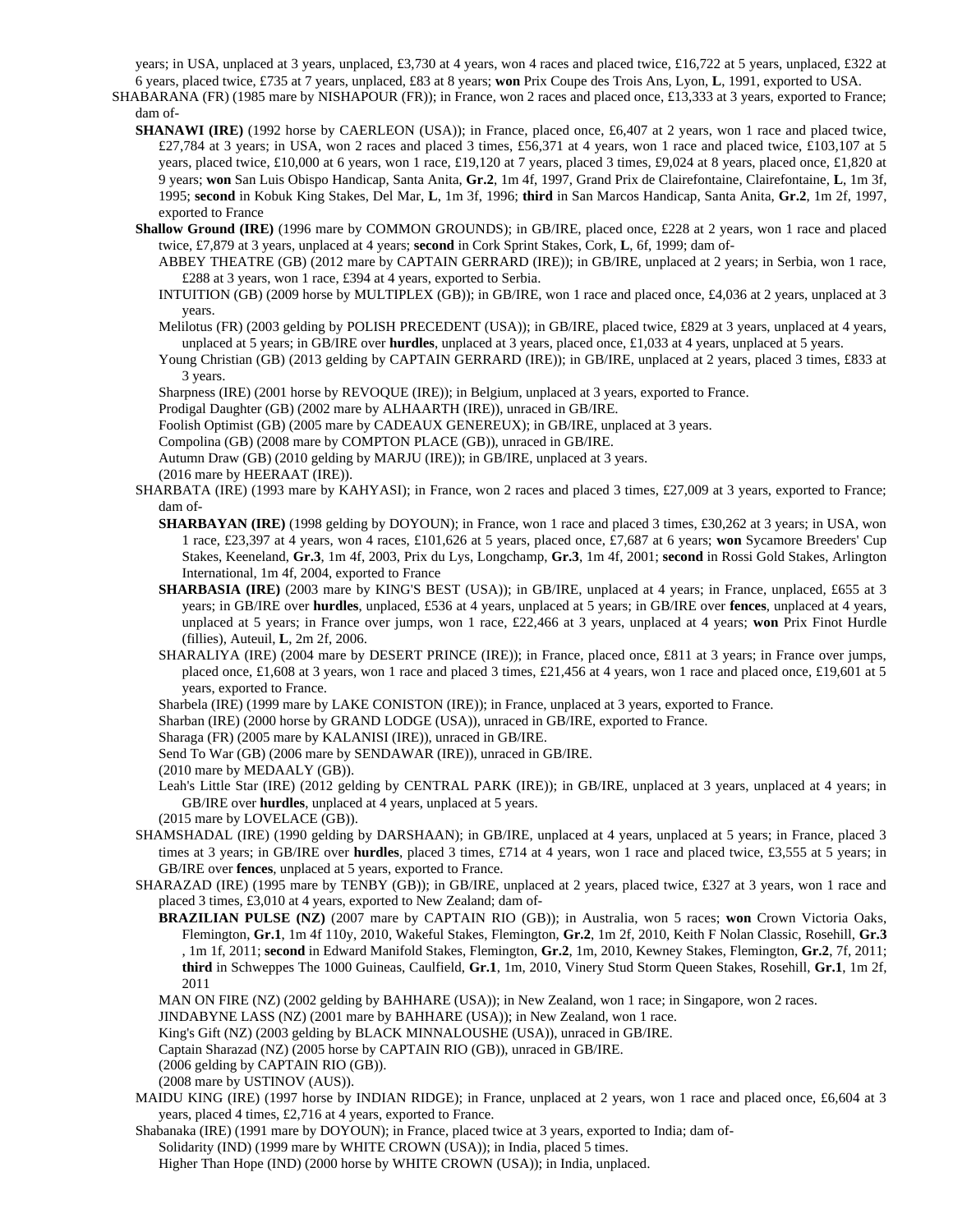years; in USA, unplaced at 3 years, unplaced, £3,730 at 4 years, won 4 races and placed twice, £16,722 at 5 years, unplaced, £322 at 6 years, placed twice, £735 at 7 years, unplaced, £83 at 8 years; **won** Prix Coupe des Trois Ans, Lyon, **L**, 1991, exported to USA.

SHABARANA (FR) (1985 mare by NISHAPOUR (FR)); in France, won 2 races and placed once, £13,333 at 3 years, exported to France; dam of-

**SHANAWI (IRE)** (1992 horse by CAERLEON (USA)); in France, placed once, £6,407 at 2 years, won 1 race and placed twice, £27,784 at 3 years; in USA, won 2 races and placed 3 times, £56,371 at 4 years, won 1 race and placed twice, £103,107 at 5 years, placed twice, £10,000 at 6 years, won 1 race, £19,120 at 7 years, placed 3 times, £9,024 at 8 years, placed once, £1,820 at 9 years; **won** San Luis Obispo Handicap, Santa Anita, **Gr.2**, 1m 4f, 1997, Grand Prix de Clairefontaine, Clairefontaine, **L**, 1m 3f, 1995; **second** in Kobuk King Stakes, Del Mar, **L**, 1m 3f, 1996; **third** in San Marcos Handicap, Santa Anita, **Gr.2**, 1m 2f, 1997, exported to France

**Shallow Ground (IRE)** (1996 mare by COMMON GROUNDS); in GB/IRE, placed once, £228 at 2 years, won 1 race and placed twice, £7,879 at 3 years, unplaced at 4 years; **second** in Cork Sprint Stakes, Cork, **L**, 6f, 1999; dam of-

ABBEY THEATRE (GB) (2012 mare by CAPTAIN GERRARD (IRE)); in GB/IRE, unplaced at 2 years; in Serbia, won 1 race, £288 at 3 years, won 1 race, £394 at 4 years, exported to Serbia.

INTUITION (GB) (2009 horse by MULTIPLEX (GB)); in GB/IRE, won 1 race and placed once, £4,036 at 2 years, unplaced at 3 years.

Melilotus (FR) (2003 gelding by POLISH PRECEDENT (USA)); in GB/IRE, placed twice, £829 at 3 years, unplaced at 4 years, unplaced at 5 years; in GB/IRE over **hurdles**, unplaced at 3 years, placed once, £1,033 at 4 years, unplaced at 5 years.

Young Christian (GB) (2013 gelding by CAPTAIN GERRARD (IRE)); in GB/IRE, unplaced at 2 years, placed 3 times, £833 at 3 years.

Sharpness (IRE) (2001 horse by REVOQUE (IRE)); in Belgium, unplaced at 3 years, exported to France.

Prodigal Daughter (GB) (2002 mare by ALHAARTH (IRE)), unraced in GB/IRE.

Foolish Optimist (GB) (2005 mare by CADEAUX GENEREUX); in GB/IRE, unplaced at 3 years.

Compolina (GB) (2008 mare by COMPTON PLACE (GB)), unraced in GB/IRE.

Autumn Draw (GB) (2010 gelding by MARJU (IRE)); in GB/IRE, unplaced at 3 years.

(2016 mare by HEERAAT (IRE)).

SHARBATA (IRE) (1993 mare by KAHYASI); in France, won 2 races and placed 3 times, £27,009 at 3 years, exported to France; dam of-

**SHARBAYAN (IRE)** (1998 gelding by DOYOUN); in France, won 1 race and placed 3 times, £30,262 at 3 years; in USA, won 1 race, £23,397 at 4 years, won 4 races, £101,626 at 5 years, placed once, £7,687 at 6 years; **won** Sycamore Breeders' Cup Stakes, Keeneland, **Gr.3**, 1m 4f, 2003, Prix du Lys, Longchamp, **Gr.3**, 1m 4f, 2001; **second** in Rossi Gold Stakes, Arlington International, 1m 4f, 2004, exported to France

**SHARBASIA (IRE)** (2003 mare by KING'S BEST (USA)); in GB/IRE, unplaced at 4 years; in France, unplaced, £655 at 3 years; in GB/IRE over **hurdles**, unplaced, £536 at 4 years, unplaced at 5 years; in GB/IRE over **fences**, unplaced at 4 years, unplaced at 5 years; in France over jumps, won 1 race, £22,466 at 3 years, unplaced at 4 years; **won** Prix Finot Hurdle (fillies), Auteuil, **L**, 2m 2f, 2006.

SHARALIYA (IRE) (2004 mare by DESERT PRINCE (IRE)); in France, placed once, £811 at 3 years; in France over jumps, placed once, £1,608 at 3 years, won 1 race and placed 3 times, £21,456 at 4 years, won 1 race and placed once, £19,601 at 5 years, exported to France.

Sharbela (IRE) (1999 mare by LAKE CONISTON (IRE)); in France, unplaced at 3 years, exported to France.

Sharban (IRE) (2000 horse by GRAND LODGE (USA)), unraced in GB/IRE, exported to France.

Sharaga (FR) (2005 mare by KALANISI (IRE)), unraced in GB/IRE.

Send To War (GB) (2006 mare by SENDAWAR (IRE)), unraced in GB/IRE.

(2010 mare by MEDAALY (GB)).

Leah's Little Star (IRE) (2012 gelding by CENTRAL PARK (IRE)); in GB/IRE, unplaced at 3 years, unplaced at 4 years; in GB/IRE over **hurdles**, unplaced at 4 years, unplaced at 5 years.

(2015 mare by LOVELACE (GB)).

SHAMSHADAL (IRE) (1990 gelding by DARSHAAN); in GB/IRE, unplaced at 4 years, unplaced at 5 years; in France, placed 3 times at 3 years; in GB/IRE over **hurdles**, placed 3 times, £714 at 4 years, won 1 race and placed twice, £3,555 at 5 years; in GB/IRE over **fences**, unplaced at 5 years, exported to France.

SHARAZAD (IRE) (1995 mare by TENBY (GB)); in GB/IRE, unplaced at 2 years, placed twice, £327 at 3 years, won 1 race and placed 3 times, £3,010 at 4 years, exported to New Zealand; dam of-

**BRAZILIAN PULSE (NZ)** (2007 mare by CAPTAIN RIO (GB)); in Australia, won 5 races; **won** Crown Victoria Oaks, Flemington, **Gr.1**, 1m 4f 110y, 2010, Wakeful Stakes, Flemington, **Gr.2**, 1m 2f, 2010, Keith F Nolan Classic, Rosehill, **Gr.3** , 1m 1f, 2011; **second** in Edward Manifold Stakes, Flemington, **Gr.2**, 1m, 2010, Kewney Stakes, Flemington, **Gr.2**, 7f, 2011; **third** in Schweppes The 1000 Guineas, Caulfield, **Gr.1**, 1m, 2010, Vinery Stud Storm Queen Stakes, Rosehill, **Gr.1**, 1m 2f, 2011

MAN ON FIRE (NZ) (2002 gelding by BAHHARE (USA)); in New Zealand, won 1 race; in Singapore, won 2 races.

JINDABYNE LASS (NZ) (2001 mare by BAHHARE (USA)); in New Zealand, won 1 race.

King's Gift (NZ) (2003 gelding by BLACK MINNALOUSHE (USA)), unraced in GB/IRE.

Captain Sharazad (NZ) (2005 horse by CAPTAIN RIO (GB)), unraced in GB/IRE.

(2006 gelding by CAPTAIN RIO (GB)).

(2008 mare by USTINOV (AUS)).

MAIDU KING (IRE) (1997 horse by INDIAN RIDGE); in France, unplaced at 2 years, won 1 race and placed once, £6,604 at 3 years, placed 4 times, £2,716 at 4 years, exported to France.

Shabanaka (IRE) (1991 mare by DOYOUN); in France, placed twice at 3 years, exported to India; dam of-

Solidarity (IND) (1999 mare by WHITE CROWN (USA)); in India, placed 5 times.

Higher Than Hope (IND) (2000 horse by WHITE CROWN (USA)); in India, unplaced.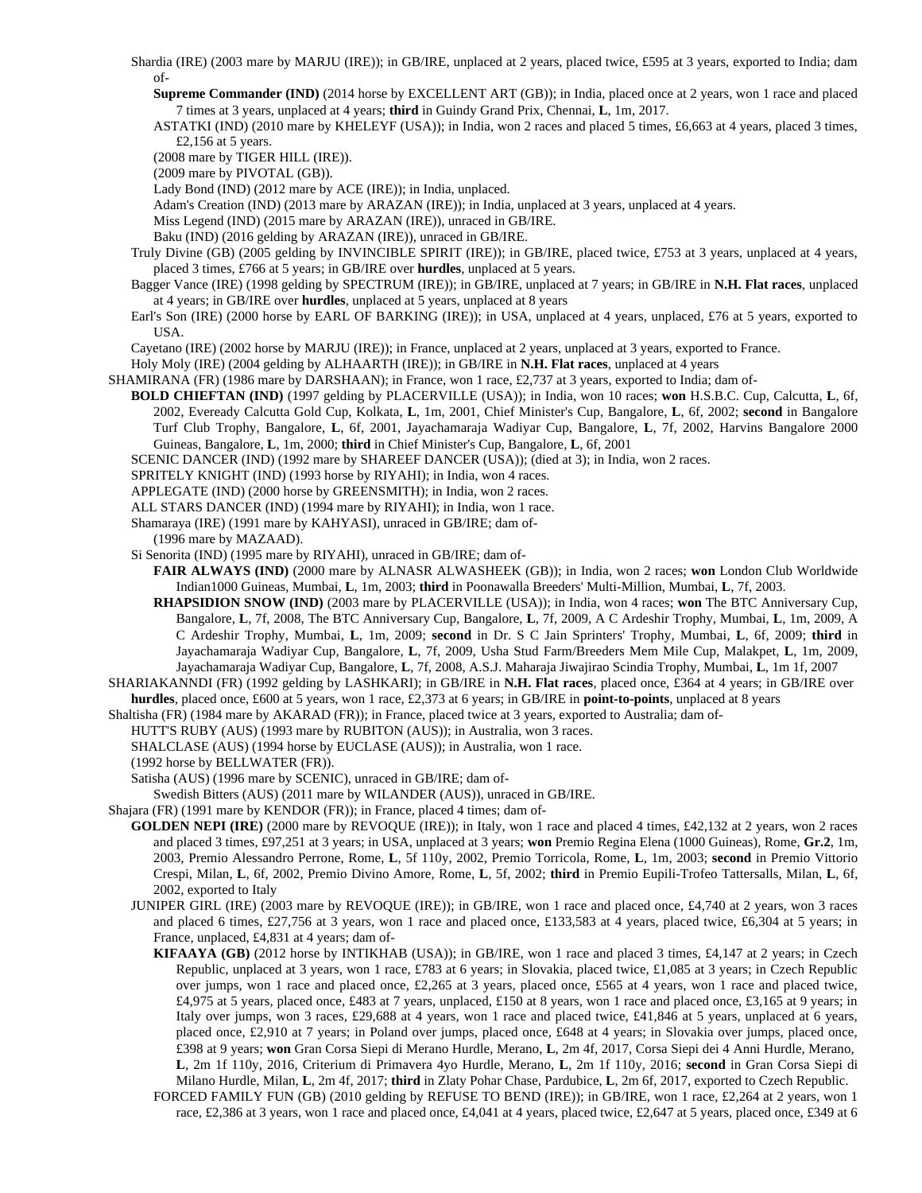Shardia (IRE) (2003 mare by MARJU (IRE)); in GB/IRE, unplaced at 2 years, placed twice, £595 at 3 years, exported to India; dam of-

**Supreme Commander (IND)** (2014 horse by EXCELLENT ART (GB)); in India, placed once at 2 years, won 1 race and placed 7 times at 3 years, unplaced at 4 years; **third** in Guindy Grand Prix, Chennai, **L**, 1m, 2017.

ASTATKI (IND) (2010 mare by KHELEYF (USA)); in India, won 2 races and placed 5 times, £6,663 at 4 years, placed 3 times, £2,156 at 5 years.

(2008 mare by TIGER HILL (IRE)).

(2009 mare by PIVOTAL (GB)).

Lady Bond (IND) (2012 mare by ACE (IRE)); in India, unplaced.

Adam's Creation (IND) (2013 mare by ARAZAN (IRE)); in India, unplaced at 3 years, unplaced at 4 years.

Miss Legend (IND) (2015 mare by ARAZAN (IRE)), unraced in GB/IRE.

Baku (IND) (2016 gelding by ARAZAN (IRE)), unraced in GB/IRE.

Truly Divine (GB) (2005 gelding by INVINCIBLE SPIRIT (IRE)); in GB/IRE, placed twice, £753 at 3 years, unplaced at 4 years, placed 3 times, £766 at 5 years; in GB/IRE over **hurdles**, unplaced at 5 years.

Bagger Vance (IRE) (1998 gelding by SPECTRUM (IRE)); in GB/IRE, unplaced at 7 years; in GB/IRE in **N.H. Flat races**, unplaced at 4 years; in GB/IRE over **hurdles**, unplaced at 5 years, unplaced at 8 years

Earl's Son (IRE) (2000 horse by EARL OF BARKING (IRE)); in USA, unplaced at 4 years, unplaced, £76 at 5 years, exported to USA.

Cayetano (IRE) (2002 horse by MARJU (IRE)); in France, unplaced at 2 years, unplaced at 3 years, exported to France.

Holy Moly (IRE) (2004 gelding by ALHAARTH (IRE)); in GB/IRE in **N.H. Flat races**, unplaced at 4 years

SHAMIRANA (FR) (1986 mare by DARSHAAN); in France, won 1 race, £2,737 at 3 years, exported to India; dam of-

**BOLD CHIEFTAN (IND)** (1997 gelding by PLACERVILLE (USA)); in India, won 10 races; **won** H.S.B.C. Cup, Calcutta, **L**, 6f, 2002, Eveready Calcutta Gold Cup, Kolkata, **L**, 1m, 2001, Chief Minister's Cup, Bangalore, **L**, 6f, 2002; **second** in Bangalore Turf Club Trophy, Bangalore, **L**, 6f, 2001, Jayachamaraja Wadiyar Cup, Bangalore, **L**, 7f, 2002, Harvins Bangalore 2000 Guineas, Bangalore, **L**, 1m, 2000; **third** in Chief Minister's Cup, Bangalore, **L**, 6f, 2001

SCENIC DANCER (IND) (1992 mare by SHAREEF DANCER (USA)); (died at 3); in India, won 2 races.

SPRITELY KNIGHT (IND) (1993 horse by RIYAHI); in India, won 4 races.

APPLEGATE (IND) (2000 horse by GREENSMITH); in India, won 2 races.

ALL STARS DANCER (IND) (1994 mare by RIYAHI); in India, won 1 race.

Shamaraya (IRE) (1991 mare by KAHYASI), unraced in GB/IRE; dam of-

(1996 mare by MAZAAD).

Si Senorita (IND) (1995 mare by RIYAHI), unraced in GB/IRE; dam of-

**FAIR ALWAYS (IND)** (2000 mare by ALNASR ALWASHEEK (GB)); in India, won 2 races; **won** London Club Worldwide Indian1000 Guineas, Mumbai, **L**, 1m, 2003; **third** in Poonawalla Breeders' Multi-Million, Mumbai, **L**, 7f, 2003.

**RHAPSIDION SNOW (IND)** (2003 mare by PLACERVILLE (USA)); in India, won 4 races; **won** The BTC Anniversary Cup, Bangalore, **L**, 7f, 2008, The BTC Anniversary Cup, Bangalore, **L**, 7f, 2009, A C Ardeshir Trophy, Mumbai, **L**, 1m, 2009, A C Ardeshir Trophy, Mumbai, **L**, 1m, 2009; **second** in Dr. S C Jain Sprinters' Trophy, Mumbai, **L**, 6f, 2009; **third** in Jayachamaraja Wadiyar Cup, Bangalore, **L**, 7f, 2009, Usha Stud Farm/Breeders Mem Mile Cup, Malakpet, **L**, 1m, 2009, Jayachamaraja Wadiyar Cup, Bangalore, **L**, 7f, 2008, A.S.J. Maharaja Jiwajirao Scindia Trophy, Mumbai, **L**, 1m 1f, 2007

SHARIAKANNDI (FR) (1992 gelding by LASHKARI); in GB/IRE in **N.H. Flat races**, placed once, £364 at 4 years; in GB/IRE over **hurdles**, placed once, £600 at 5 years, won 1 race, £2,373 at 6 years; in GB/IRE in **point-to-points**, unplaced at 8 years

Shaltisha (FR) (1984 mare by AKARAD (FR)); in France, placed twice at 3 years, exported to Australia; dam of-

HUTT'S RUBY (AUS) (1993 mare by RUBITON (AUS)); in Australia, won 3 races.

SHALCLASE (AUS) (1994 horse by EUCLASE (AUS)); in Australia, won 1 race.

(1992 horse by BELLWATER (FR)).

Satisha (AUS) (1996 mare by SCENIC), unraced in GB/IRE; dam of-

Swedish Bitters (AUS) (2011 mare by WILANDER (AUS)), unraced in GB/IRE.

Shajara (FR) (1991 mare by KENDOR (FR)); in France, placed 4 times; dam of-

**GOLDEN NEPI (IRE)** (2000 mare by REVOQUE (IRE)); in Italy, won 1 race and placed 4 times, £42,132 at 2 years, won 2 races and placed 3 times, £97,251 at 3 years; in USA, unplaced at 3 years; **won** Premio Regina Elena (1000 Guineas), Rome, **Gr.2**, 1m, 2003, Premio Alessandro Perrone, Rome, **L**, 5f 110y, 2002, Premio Torricola, Rome, **L**, 1m, 2003; **second** in Premio Vittorio Crespi, Milan, **L**, 6f, 2002, Premio Divino Amore, Rome, **L**, 5f, 2002; **third** in Premio Eupili-Trofeo Tattersalls, Milan, **L**, 6f, 2002, exported to Italy

JUNIPER GIRL (IRE) (2003 mare by REVOQUE (IRE)); in GB/IRE, won 1 race and placed once, £4,740 at 2 years, won 3 races and placed 6 times, £27,756 at 3 years, won 1 race and placed once, £133,583 at 4 years, placed twice, £6,304 at 5 years; in France, unplaced, £4,831 at 4 years; dam of-

**KIFAAYA (GB)** (2012 horse by INTIKHAB (USA)); in GB/IRE, won 1 race and placed 3 times, £4,147 at 2 years; in Czech Republic, unplaced at 3 years, won 1 race, £783 at 6 years; in Slovakia, placed twice, £1,085 at 3 years; in Czech Republic over jumps, won 1 race and placed once, £2,265 at 3 years, placed once, £565 at 4 years, won 1 race and placed twice, £4,975 at 5 years, placed once, £483 at 7 years, unplaced, £150 at 8 years, won 1 race and placed once, £3,165 at 9 years; in Italy over jumps, won 3 races, £29,688 at 4 years, won 1 race and placed twice, £41,846 at 5 years, unplaced at 6 years, placed once, £2,910 at 7 years; in Poland over jumps, placed once, £648 at 4 years; in Slovakia over jumps, placed once, £398 at 9 years; **won** Gran Corsa Siepi di Merano Hurdle, Merano, **L**, 2m 4f, 2017, Corsa Siepi dei 4 Anni Hurdle, Merano, **L**, 2m 1f 110y, 2016, Criterium di Primavera 4yo Hurdle, Merano, **L**, 2m 1f 110y, 2016; **second** in Gran Corsa Siepi di Milano Hurdle, Milan, **L**, 2m 4f, 2017; **third** in Zlaty Pohar Chase, Pardubice, **L**, 2m 6f, 2017, exported to Czech Republic.

FORCED FAMILY FUN (GB) (2010 gelding by REFUSE TO BEND (IRE)); in GB/IRE, won 1 race, £2,264 at 2 years, won 1 race, £2,386 at 3 years, won 1 race and placed once, £4,041 at 4 years, placed twice, £2,647 at 5 years, placed once, £349 at 6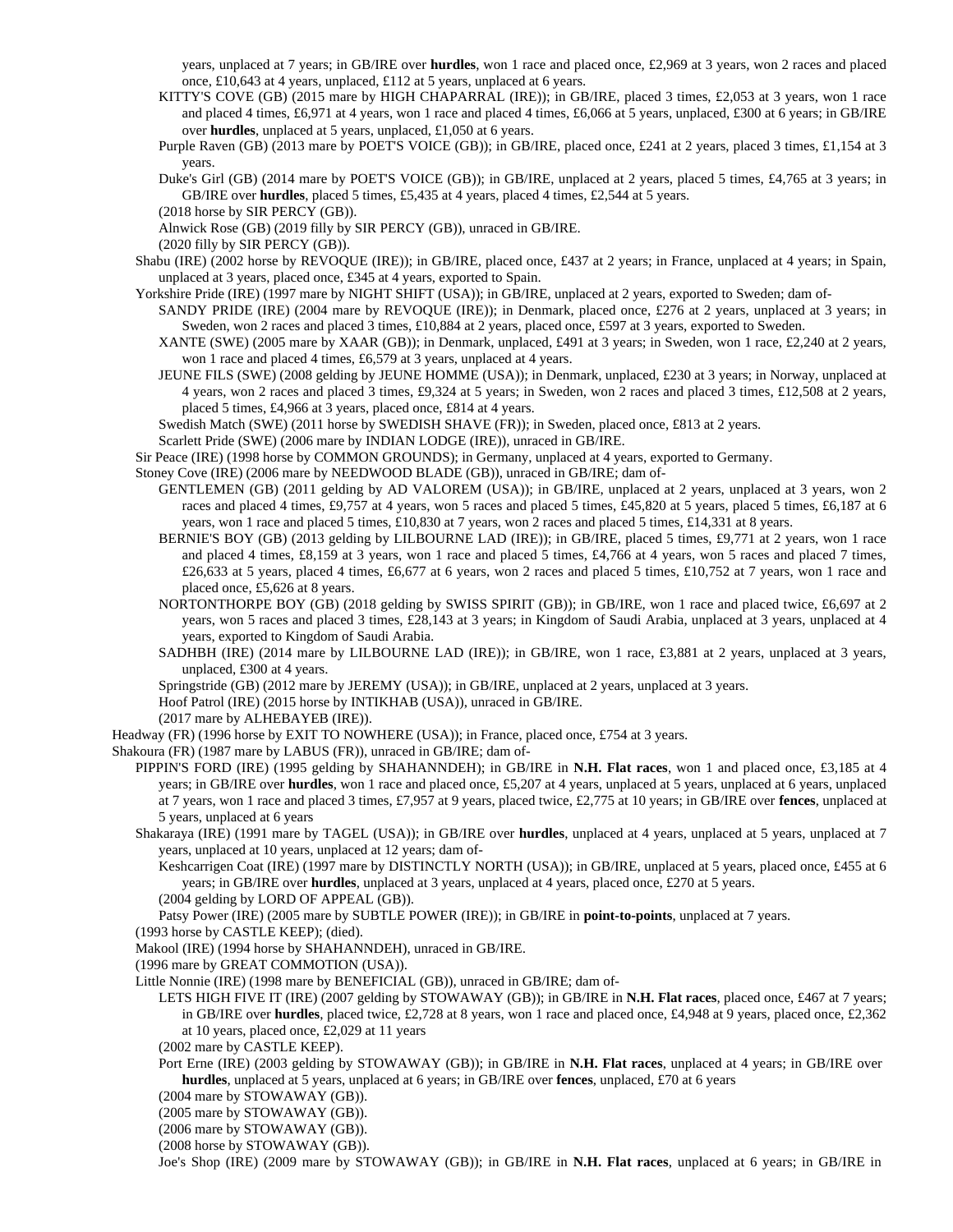years, unplaced at 7 years; in GB/IRE over **hurdles**, won 1 race and placed once, £2,969 at 3 years, won 2 races and placed once, £10,643 at 4 years, unplaced, £112 at 5 years, unplaced at 6 years.

KITTY'S COVE (GB) (2015 mare by HIGH CHAPARRAL (IRE)); in GB/IRE, placed 3 times, £2,053 at 3 years, won 1 race and placed 4 times, £6,971 at 4 years, won 1 race and placed 4 times, £6,066 at 5 years, unplaced, £300 at 6 years; in GB/IRE over **hurdles**, unplaced at 5 years, unplaced, £1,050 at 6 years.

Purple Raven (GB) (2013 mare by POET'S VOICE (GB)); in GB/IRE, placed once, £241 at 2 years, placed 3 times, £1,154 at 3 years.

Duke's Girl (GB) (2014 mare by POET'S VOICE (GB)); in GB/IRE, unplaced at 2 years, placed 5 times, £4,765 at 3 years; in GB/IRE over **hurdles**, placed 5 times, £5,435 at 4 years, placed 4 times, £2,544 at 5 years.

(2018 horse by SIR PERCY (GB)).

Alnwick Rose (GB) (2019 filly by SIR PERCY (GB)), unraced in GB/IRE.

(2020 filly by SIR PERCY (GB)).

Shabu (IRE) (2002 horse by REVOQUE (IRE)); in GB/IRE, placed once, £437 at 2 years; in France, unplaced at 4 years; in Spain, unplaced at 3 years, placed once, £345 at 4 years, exported to Spain.

Yorkshire Pride (IRE) (1997 mare by NIGHT SHIFT (USA)); in GB/IRE, unplaced at 2 years, exported to Sweden; dam of-

SANDY PRIDE (IRE) (2004 mare by REVOQUE (IRE)); in Denmark, placed once, £276 at 2 years, unplaced at 3 years; in Sweden, won 2 races and placed 3 times, £10,884 at 2 years, placed once, £597 at 3 years, exported to Sweden.

XANTE (SWE) (2005 mare by XAAR (GB)); in Denmark, unplaced, £491 at 3 years; in Sweden, won 1 race, £2,240 at 2 years, won 1 race and placed 4 times, £6,579 at 3 years, unplaced at 4 years.

JEUNE FILS (SWE) (2008 gelding by JEUNE HOMME (USA)); in Denmark, unplaced, £230 at 3 years; in Norway, unplaced at 4 years, won 2 races and placed 3 times, £9,324 at 5 years; in Sweden, won 2 races and placed 3 times, £12,508 at 2 years, placed 5 times, £4,966 at 3 years, placed once, £814 at 4 years.

Swedish Match (SWE) (2011 horse by SWEDISH SHAVE (FR)); in Sweden, placed once, £813 at 2 years.

Scarlett Pride (SWE) (2006 mare by INDIAN LODGE (IRE)), unraced in GB/IRE.

Sir Peace (IRE) (1998 horse by COMMON GROUNDS); in Germany, unplaced at 4 years, exported to Germany.

Stoney Cove (IRE) (2006 mare by NEEDWOOD BLADE (GB)), unraced in GB/IRE; dam of-

GENTLEMEN (GB) (2011 gelding by AD VALOREM (USA)); in GB/IRE, unplaced at 2 years, unplaced at 3 years, won 2 races and placed 4 times, £9,757 at 4 years, won 5 races and placed 5 times, £45,820 at 5 years, placed 5 times, £6,187 at 6 years, won 1 race and placed 5 times, £10,830 at 7 years, won 2 races and placed 5 times, £14,331 at 8 years.

BERNIE'S BOY (GB) (2013 gelding by LILBOURNE LAD (IRE)); in GB/IRE, placed 5 times, £9,771 at 2 years, won 1 race and placed 4 times, £8,159 at 3 years, won 1 race and placed 5 times, £4,766 at 4 years, won 5 races and placed 7 times, £26,633 at 5 years, placed 4 times, £6,677 at 6 years, won 2 races and placed 5 times, £10,752 at 7 years, won 1 race and placed once, £5,626 at 8 years.

NORTONTHORPE BOY (GB) (2018 gelding by SWISS SPIRIT (GB)); in GB/IRE, won 1 race and placed twice, £6,697 at 2 years, won 5 races and placed 3 times, £28,143 at 3 years; in Kingdom of Saudi Arabia, unplaced at 3 years, unplaced at 4 years, exported to Kingdom of Saudi Arabia.

SADHBH (IRE) (2014 mare by LILBOURNE LAD (IRE)); in GB/IRE, won 1 race, £3,881 at 2 years, unplaced at 3 years, unplaced, £300 at 4 years.

Springstride (GB) (2012 mare by JEREMY (USA)); in GB/IRE, unplaced at 2 years, unplaced at 3 years.

Hoof Patrol (IRE) (2015 horse by INTIKHAB (USA)), unraced in GB/IRE.

(2017 mare by ALHEBAYEB (IRE)).

Headway (FR) (1996 horse by EXIT TO NOWHERE (USA)); in France, placed once, £754 at 3 years.

Shakoura (FR) (1987 mare by LABUS (FR)), unraced in GB/IRE; dam of-

PIPPIN'S FORD (IRE) (1995 gelding by SHAHANNDEH); in GB/IRE in **N.H. Flat races**, won 1 and placed once, £3,185 at 4 years; in GB/IRE over **hurdles**, won 1 race and placed once, £5,207 at 4 years, unplaced at 5 years, unplaced at 6 years, unplaced at 7 years, won 1 race and placed 3 times, £7,957 at 9 years, placed twice, £2,775 at 10 years; in GB/IRE over **fences**, unplaced at 5 years, unplaced at 6 years

Shakaraya (IRE) (1991 mare by TAGEL (USA)); in GB/IRE over **hurdles**, unplaced at 4 years, unplaced at 5 years, unplaced at 7 years, unplaced at 10 years, unplaced at 12 years; dam of-

Keshcarrigen Coat (IRE) (1997 mare by DISTINCTLY NORTH (USA)); in GB/IRE, unplaced at 5 years, placed once, £455 at 6 years; in GB/IRE over **hurdles**, unplaced at 3 years, unplaced at 4 years, placed once, £270 at 5 years.

(2004 gelding by LORD OF APPEAL (GB)).

Patsy Power (IRE) (2005 mare by SUBTLE POWER (IRE)); in GB/IRE in **point-to-points**, unplaced at 7 years.

(1993 horse by CASTLE KEEP); (died).

Makool (IRE) (1994 horse by SHAHANNDEH), unraced in GB/IRE.

(1996 mare by GREAT COMMOTION (USA)).

Little Nonnie (IRE) (1998 mare by BENEFICIAL (GB)), unraced in GB/IRE; dam of-

LETS HIGH FIVE IT (IRE) (2007 gelding by STOWAWAY (GB)); in GB/IRE in **N.H. Flat races**, placed once, £467 at 7 years; in GB/IRE over **hurdles**, placed twice, £2,728 at 8 years, won 1 race and placed once, £4,948 at 9 years, placed once, £2,362 at 10 years, placed once, £2,029 at 11 years

(2002 mare by CASTLE KEEP).

Port Erne (IRE) (2003 gelding by STOWAWAY (GB)); in GB/IRE in **N.H. Flat races**, unplaced at 4 years; in GB/IRE over **hurdles**, unplaced at 5 years, unplaced at 6 years; in GB/IRE over **fences**, unplaced, £70 at 6 years

(2004 mare by STOWAWAY (GB)).

(2005 mare by STOWAWAY (GB)).

(2006 mare by STOWAWAY (GB)).

(2008 horse by STOWAWAY (GB)).

Joe's Shop (IRE) (2009 mare by STOWAWAY (GB)); in GB/IRE in **N.H. Flat races**, unplaced at 6 years; in GB/IRE in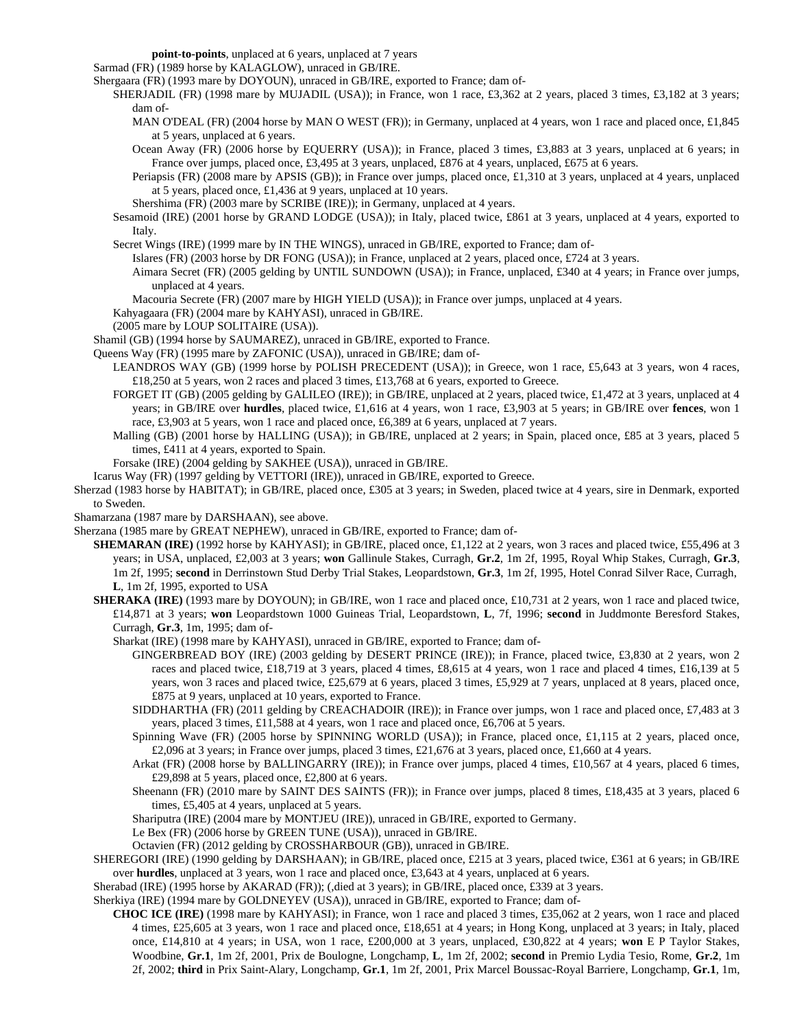**point-to-points**, unplaced at 6 years, unplaced at 7 years

Sarmad (FR) (1989 horse by KALAGLOW), unraced in GB/IRE.

Shergaara (FR) (1993 mare by DOYOUN), unraced in GB/IRE, exported to France; dam of-

SHERJADIL (FR) (1998 mare by MUJADIL (USA)); in France, won 1 race, £3,362 at 2 years, placed 3 times, £3,182 at 3 years; dam of-

MAN O'DEAL (FR) (2004 horse by MAN O WEST (FR)); in Germany, unplaced at 4 years, won 1 race and placed once, £1,845 at 5 years, unplaced at 6 years.

Ocean Away (FR) (2006 horse by EQUERRY (USA)); in France, placed 3 times, £3,883 at 3 years, unplaced at 6 years; in France over jumps, placed once, £3,495 at 3 years, unplaced, £876 at 4 years, unplaced, £675 at 6 years.

Periapsis (FR) (2008 mare by APSIS (GB)); in France over jumps, placed once, £1,310 at 3 years, unplaced at 4 years, unplaced at 5 years, placed once, £1,436 at 9 years, unplaced at 10 years.

Shershima (FR) (2003 mare by SCRIBE (IRE)); in Germany, unplaced at 4 years.

Sesamoid (IRE) (2001 horse by GRAND LODGE (USA)); in Italy, placed twice, £861 at 3 years, unplaced at 4 years, exported to Italy.

Secret Wings (IRE) (1999 mare by IN THE WINGS), unraced in GB/IRE, exported to France; dam of-

Islares (FR) (2003 horse by DR FONG (USA)); in France, unplaced at 2 years, placed once, £724 at 3 years.

Aimara Secret (FR) (2005 gelding by UNTIL SUNDOWN (USA)); in France, unplaced, £340 at 4 years; in France over jumps, unplaced at 4 years.

Macouria Secrete (FR) (2007 mare by HIGH YIELD (USA)); in France over jumps, unplaced at 4 years.

Kahyagaara (FR) (2004 mare by KAHYASI), unraced in GB/IRE.

(2005 mare by LOUP SOLITAIRE (USA)).

Shamil (GB) (1994 horse by SAUMAREZ), unraced in GB/IRE, exported to France.

Queens Way (FR) (1995 mare by ZAFONIC (USA)), unraced in GB/IRE; dam of-

LEANDROS WAY (GB) (1999 horse by POLISH PRECEDENT (USA)); in Greece, won 1 race, £5,643 at 3 years, won 4 races, £18,250 at 5 years, won 2 races and placed 3 times, £13,768 at 6 years, exported to Greece.

FORGET IT (GB) (2005 gelding by GALILEO (IRE)); in GB/IRE, unplaced at 2 years, placed twice, £1,472 at 3 years, unplaced at 4 years; in GB/IRE over **hurdles**, placed twice, £1,616 at 4 years, won 1 race, £3,903 at 5 years; in GB/IRE over **fences**, won 1 race, £3,903 at 5 years, won 1 race and placed once, £6,389 at 6 years, unplaced at 7 years.

Malling (GB) (2001 horse by HALLING (USA)); in GB/IRE, unplaced at 2 years; in Spain, placed once, £85 at 3 years, placed 5 times, £411 at 4 years, exported to Spain.

Forsake (IRE) (2004 gelding by SAKHEE (USA)), unraced in GB/IRE.

Icarus Way (FR) (1997 gelding by VETTORI (IRE)), unraced in GB/IRE, exported to Greece.

Sherzad (1983 horse by HABITAT); in GB/IRE, placed once, £305 at 3 years; in Sweden, placed twice at 4 years, sire in Denmark, exported to Sweden.

Shamarzana (1987 mare by DARSHAAN), see above.

Sherzana (1985 mare by GREAT NEPHEW), unraced in GB/IRE, exported to France; dam of-

**SHEMARAN (IRE)** (1992 horse by KAHYASI); in GB/IRE, placed once, £1,122 at 2 years, won 3 races and placed twice, £55,496 at 3 years; in USA, unplaced, £2,003 at 3 years; **won** Gallinule Stakes, Curragh, **Gr.2**, 1m 2f, 1995, Royal Whip Stakes, Curragh, **Gr.3**, 1m 2f, 1995; **second** in Derrinstown Stud Derby Trial Stakes, Leopardstown, **Gr.3**, 1m 2f, 1995, Hotel Conrad Silver Race, Curragh, **L**, 1m 2f, 1995, exported to USA

**SHERAKA (IRE)** (1993 mare by DOYOUN); in GB/IRE, won 1 race and placed once, £10,731 at 2 years, won 1 race and placed twice, £14,871 at 3 years; **won** Leopardstown 1000 Guineas Trial, Leopardstown, **L**, 7f, 1996; **second** in Juddmonte Beresford Stakes, Curragh, **Gr.3**, 1m, 1995; dam of-

Sharkat (IRE) (1998 mare by KAHYASI), unraced in GB/IRE, exported to France; dam of-

GINGERBREAD BOY (IRE) (2003 gelding by DESERT PRINCE (IRE)); in France, placed twice, £3,830 at 2 years, won 2 races and placed twice, £18,719 at 3 years, placed 4 times, £8,615 at 4 years, won 1 race and placed 4 times, £16,139 at 5 years, won 3 races and placed twice, £25,679 at 6 years, placed 3 times, £5,929 at 7 years, unplaced at 8 years, placed once, £875 at 9 years, unplaced at 10 years, exported to France.

SIDDHARTHA (FR) (2011 gelding by CREACHADOIR (IRE)); in France over jumps, won 1 race and placed once, £7,483 at 3 years, placed 3 times, £11,588 at 4 years, won 1 race and placed once, £6,706 at 5 years.

Spinning Wave (FR) (2005 horse by SPINNING WORLD (USA)); in France, placed once, £1,115 at 2 years, placed once, £2,096 at 3 years; in France over jumps, placed 3 times, £21,676 at 3 years, placed once, £1,660 at 4 years.

Arkat (FR) (2008 horse by BALLINGARRY (IRE)); in France over jumps, placed 4 times, £10,567 at 4 years, placed 6 times, £29,898 at 5 years, placed once, £2,800 at 6 years.

Sheenann (FR) (2010 mare by SAINT DES SAINTS (FR)); in France over jumps, placed 8 times, £18,435 at 3 years, placed 6 times, £5,405 at 4 years, unplaced at 5 years.

Shariputra (IRE) (2004 mare by MONTJEU (IRE)), unraced in GB/IRE, exported to Germany.

Le Bex (FR) (2006 horse by GREEN TUNE (USA)), unraced in GB/IRE.

Octavien (FR) (2012 gelding by CROSSHARBOUR (GB)), unraced in GB/IRE.

SHEREGORI (IRE) (1990 gelding by DARSHAAN); in GB/IRE, placed once, £215 at 3 years, placed twice, £361 at 6 years; in GB/IRE over **hurdles**, unplaced at 3 years, won 1 race and placed once, £3,643 at 4 years, unplaced at 6 years.

Sherabad (IRE) (1995 horse by AKARAD (FR)); (,died at 3 years); in GB/IRE, placed once, £339 at 3 years.

Sherkiya (IRE) (1994 mare by GOLDNEYEV (USA)), unraced in GB/IRE, exported to France; dam of-

**CHOC ICE (IRE)** (1998 mare by KAHYASI); in France, won 1 race and placed 3 times, £35,062 at 2 years, won 1 race and placed 4 times, £25,605 at 3 years, won 1 race and placed once, £18,651 at 4 years; in Hong Kong, unplaced at 3 years; in Italy, placed once, £14,810 at 4 years; in USA, won 1 race, £200,000 at 3 years, unplaced, £30,822 at 4 years; **won** E P Taylor Stakes, Woodbine, **Gr.1**, 1m 2f, 2001, Prix de Boulogne, Longchamp, **L**, 1m 2f, 2002; **second** in Premio Lydia Tesio, Rome, **Gr.2**, 1m 2f, 2002; **third** in Prix Saint-Alary, Longchamp, **Gr.1**, 1m 2f, 2001, Prix Marcel Boussac-Royal Barriere, Longchamp, **Gr.1**, 1m,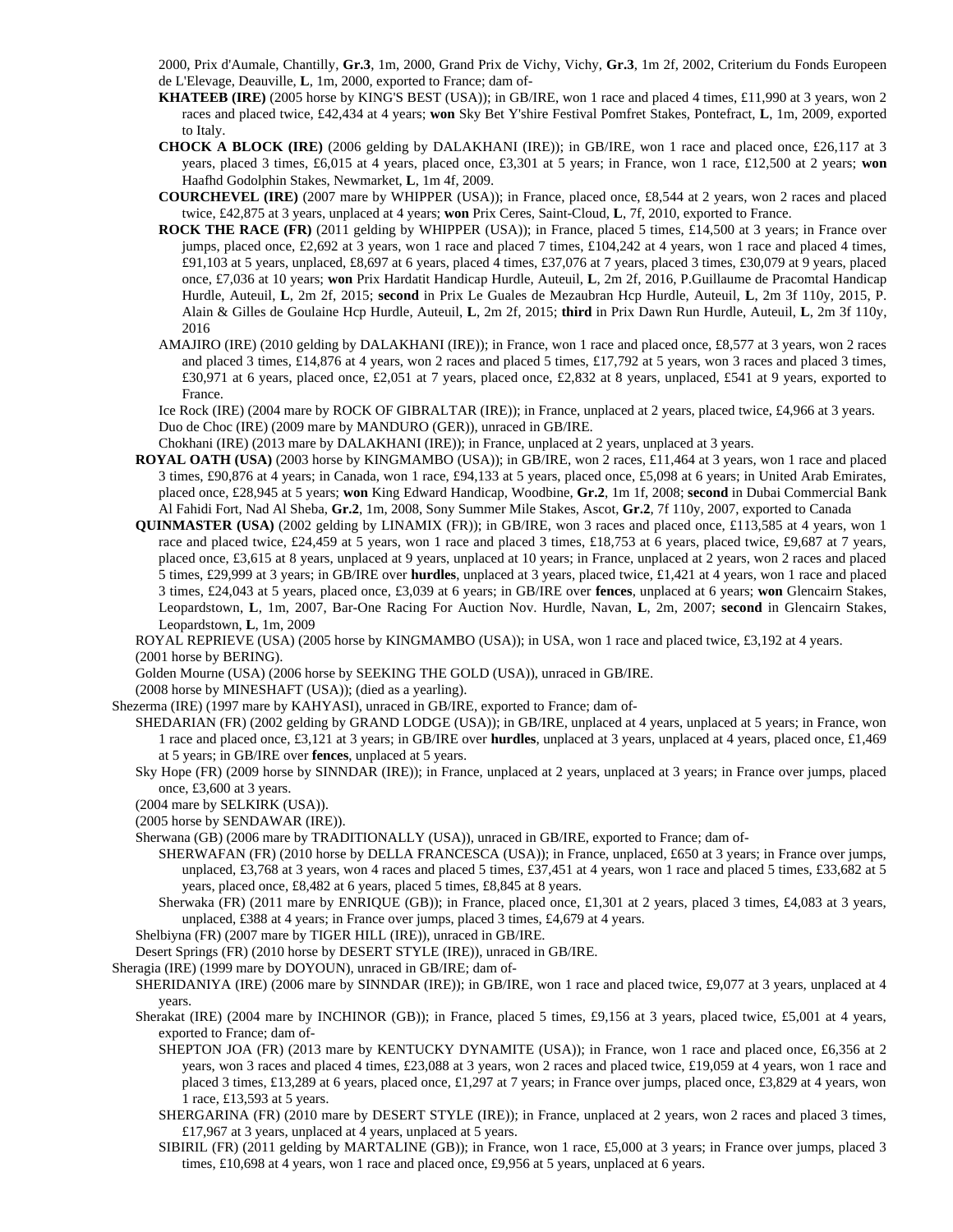2000, Prix d'Aumale, Chantilly, **Gr.3**, 1m, 2000, Grand Prix de Vichy, Vichy, **Gr.3**, 1m 2f, 2002, Criterium du Fonds Europeen de L'Elevage, Deauville, **L**, 1m, 2000, exported to France; dam of-

**KHATEEB (IRE)** (2005 horse by KING'S BEST (USA)); in GB/IRE, won 1 race and placed 4 times, £11,990 at 3 years, won 2 races and placed twice, £42,434 at 4 years; **won** Sky Bet Y'shire Festival Pomfret Stakes, Pontefract, **L**, 1m, 2009, exported to Italy.

**CHOCK A BLOCK (IRE)** (2006 gelding by DALAKHANI (IRE)); in GB/IRE, won 1 race and placed once, £26,117 at 3 years, placed 3 times, £6,015 at 4 years, placed once, £3,301 at 5 years; in France, won 1 race, £12,500 at 2 years; **won** Haafhd Godolphin Stakes, Newmarket, **L**, 1m 4f, 2009.

**COURCHEVEL (IRE)** (2007 mare by WHIPPER (USA)); in France, placed once, £8,544 at 2 years, won 2 races and placed twice, £42,875 at 3 years, unplaced at 4 years; **won** Prix Ceres, Saint-Cloud, **L**, 7f, 2010, exported to France.

**ROCK THE RACE (FR)** (2011 gelding by WHIPPER (USA)); in France, placed 5 times, £14,500 at 3 years; in France over jumps, placed once, £2,692 at 3 years, won 1 race and placed 7 times, £104,242 at 4 years, won 1 race and placed 4 times, £91,103 at 5 years, unplaced, £8,697 at 6 years, placed 4 times, £37,076 at 7 years, placed 3 times, £30,079 at 9 years, placed once, £7,036 at 10 years; **won** Prix Hardatit Handicap Hurdle, Auteuil, **L**, 2m 2f, 2016, P.Guillaume de Pracomtal Handicap Hurdle, Auteuil, **L**, 2m 2f, 2015; **second** in Prix Le Guales de Mezaubran Hcp Hurdle, Auteuil, **L**, 2m 3f 110y, 2015, P. Alain & Gilles de Goulaine Hcp Hurdle, Auteuil, **L**, 2m 2f, 2015; **third** in Prix Dawn Run Hurdle, Auteuil, **L**, 2m 3f 110y, 2016

AMAJIRO (IRE) (2010 gelding by DALAKHANI (IRE)); in France, won 1 race and placed once, £8,577 at 3 years, won 2 races and placed 3 times, £14,876 at 4 years, won 2 races and placed 5 times, £17,792 at 5 years, won 3 races and placed 3 times, £30,971 at 6 years, placed once, £2,051 at 7 years, placed once, £2,832 at 8 years, unplaced, £541 at 9 years, exported to France.

Ice Rock (IRE) (2004 mare by ROCK OF GIBRALTAR (IRE)); in France, unplaced at 2 years, placed twice, £4,966 at 3 years.

Duo de Choc (IRE) (2009 mare by MANDURO (GER)), unraced in GB/IRE.

Chokhani (IRE) (2013 mare by DALAKHANI (IRE)); in France, unplaced at 2 years, unplaced at 3 years.

**ROYAL OATH (USA)** (2003 horse by KINGMAMBO (USA)); in GB/IRE, won 2 races, £11,464 at 3 years, won 1 race and placed 3 times, £90,876 at 4 years; in Canada, won 1 race, £94,133 at 5 years, placed once, £5,098 at 6 years; in United Arab Emirates, placed once, £28,945 at 5 years; **won** King Edward Handicap, Woodbine, **Gr.2**, 1m 1f, 2008; **second** in Dubai Commercial Bank Al Fahidi Fort, Nad Al Sheba, **Gr.2**, 1m, 2008, Sony Summer Mile Stakes, Ascot, **Gr.2**, 7f 110y, 2007, exported to Canada

**QUINMASTER (USA)** (2002 gelding by LINAMIX (FR)); in GB/IRE, won 3 races and placed once, £113,585 at 4 years, won 1 race and placed twice, £24,459 at 5 years, won 1 race and placed 3 times, £18,753 at 6 years, placed twice, £9,687 at 7 years, placed once, £3,615 at 8 years, unplaced at 9 years, unplaced at 10 years; in France, unplaced at 2 years, won 2 races and placed 5 times, £29,999 at 3 years; in GB/IRE over **hurdles**, unplaced at 3 years, placed twice, £1,421 at 4 years, won 1 race and placed 3 times, £24,043 at 5 years, placed once, £3,039 at 6 years; in GB/IRE over **fences**, unplaced at 6 years; **won** Glencairn Stakes, Leopardstown, **L**, 1m, 2007, Bar-One Racing For Auction Nov. Hurdle, Navan, **L**, 2m, 2007; **second** in Glencairn Stakes, Leopardstown, **L**, 1m, 2009

ROYAL REPRIEVE (USA) (2005 horse by KINGMAMBO (USA)); in USA, won 1 race and placed twice, £3,192 at 4 years.

(2001 horse by BERING).

Golden Mourne (USA) (2006 horse by SEEKING THE GOLD (USA)), unraced in GB/IRE.

(2008 horse by MINESHAFT (USA)); (died as a yearling).

Shezerma (IRE) (1997 mare by KAHYASI), unraced in GB/IRE, exported to France; dam of-

SHEDARIAN (FR) (2002 gelding by GRAND LODGE (USA)); in GB/IRE, unplaced at 4 years, unplaced at 5 years; in France, won 1 race and placed once, £3,121 at 3 years; in GB/IRE over **hurdles**, unplaced at 3 years, unplaced at 4 years, placed once, £1,469 at 5 years; in GB/IRE over **fences**, unplaced at 5 years.

Sky Hope (FR) (2009 horse by SINNDAR (IRE)); in France, unplaced at 2 years, unplaced at 3 years; in France over jumps, placed once, £3,600 at 3 years.

(2004 mare by SELKIRK (USA)).

(2005 horse by SENDAWAR (IRE)).

Sherwana (GB) (2006 mare by TRADITIONALLY (USA)), unraced in GB/IRE, exported to France; dam of-

SHERWAFAN (FR) (2010 horse by DELLA FRANCESCA (USA)); in France, unplaced, £650 at 3 years; in France over jumps, unplaced, £3,768 at 3 years, won 4 races and placed 5 times, £37,451 at 4 years, won 1 race and placed 5 times, £33,682 at 5 years, placed once, £8,482 at 6 years, placed 5 times, £8,845 at 8 years.

Sherwaka (FR) (2011 mare by ENRIQUE (GB)); in France, placed once, £1,301 at 2 years, placed 3 times, £4,083 at 3 years, unplaced, £388 at 4 years; in France over jumps, placed 3 times, £4,679 at 4 years.

Shelbiyna (FR) (2007 mare by TIGER HILL (IRE)), unraced in GB/IRE.

Desert Springs (FR) (2010 horse by DESERT STYLE (IRE)), unraced in GB/IRE.

Sheragia (IRE) (1999 mare by DOYOUN), unraced in GB/IRE; dam of-

SHERIDANIYA (IRE) (2006 mare by SINNDAR (IRE)); in GB/IRE, won 1 race and placed twice, £9,077 at 3 years, unplaced at 4 years.

Sherakat (IRE) (2004 mare by INCHINOR (GB)); in France, placed 5 times, £9,156 at 3 years, placed twice, £5,001 at 4 years, exported to France; dam of-

SHEPTON JOA (FR) (2013 mare by KENTUCKY DYNAMITE (USA)); in France, won 1 race and placed once, £6,356 at 2 years, won 3 races and placed 4 times, £23,088 at 3 years, won 2 races and placed twice, £19,059 at 4 years, won 1 race and placed 3 times, £13,289 at 6 years, placed once, £1,297 at 7 years; in France over jumps, placed once, £3,829 at 4 years, won 1 race, £13,593 at 5 years.

SHERGARINA (FR) (2010 mare by DESERT STYLE (IRE)); in France, unplaced at 2 years, won 2 races and placed 3 times, £17,967 at 3 years, unplaced at 4 years, unplaced at 5 years.

SIBIRIL (FR) (2011 gelding by MARTALINE (GB)); in France, won 1 race, £5,000 at 3 years; in France over jumps, placed 3 times, £10,698 at 4 years, won 1 race and placed once, £9,956 at 5 years, unplaced at 6 years.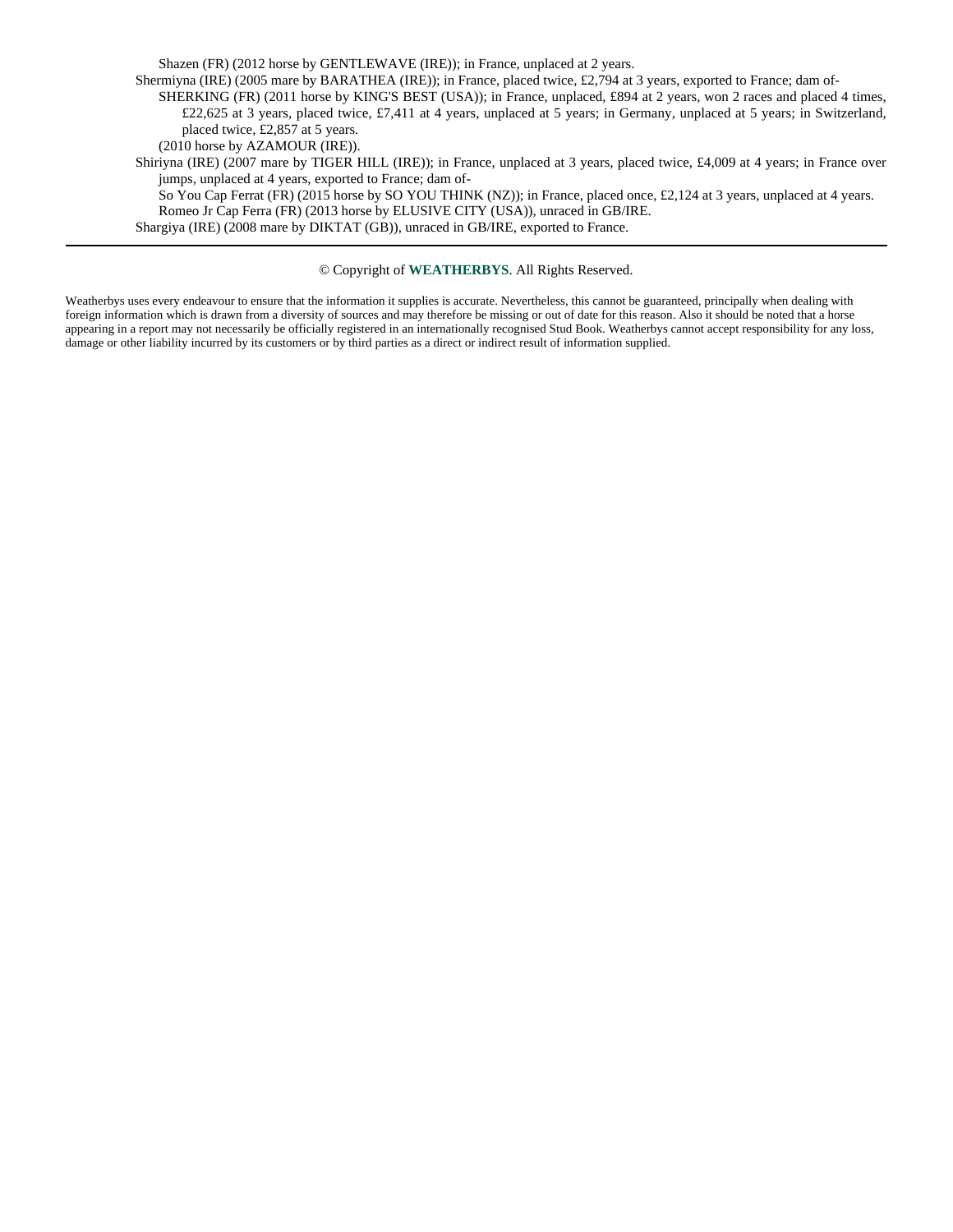Shazen (FR) (2012 horse by GENTLEWAVE (IRE)); in France, unplaced at 2 years.

Shermiyna (IRE) (2005 mare by BARATHEA (IRE)); in France, placed twice, £2,794 at 3 years, exported to France; dam of-

SHERKING (FR) (2011 horse by KING'S BEST (USA)); in France, unplaced, £894 at 2 years, won 2 races and placed 4 times, £22,625 at 3 years, placed twice, £7,411 at 4 years, unplaced at 5 years; in Germany, unplaced at 5 years; in Switzerland, placed twice, £2,857 at 5 years.

(2010 horse by AZAMOUR (IRE)).

Shiriyna (IRE) (2007 mare by TIGER HILL (IRE)); in France, unplaced at 3 years, placed twice, £4,009 at 4 years; in France over jumps, unplaced at 4 years, exported to France; dam of-

So You Cap Ferrat (FR) (2015 horse by SO YOU THINK (NZ)); in France, placed once, £2,124 at 3 years, unplaced at 4 years.

Romeo Jr Cap Ferra (FR) (2013 horse by ELUSIVE CITY (USA)), unraced in GB/IRE.

Shargiya (IRE) (2008 mare by DIKTAT (GB)), unraced in GB/IRE, exported to France.

---

© Copyright of **WEATHERBYS**. All Rights Reserved.

Weatherbys uses every endeavour to ensure that the information it supplies is accurate. Nevertheless, this cannot be guaranteed, principally when dealing with foreign information which is drawn from a diversity of sources and may therefore be missing or out of date for this reason. Also it should be noted that a horse appearing in a report may not necessarily be officially registered in an internationally recognised Stud Book. Weatherbys cannot accept responsibility for any loss, damage or other liability incurred by its customers or by third parties as a direct or indirect result of information supplied.